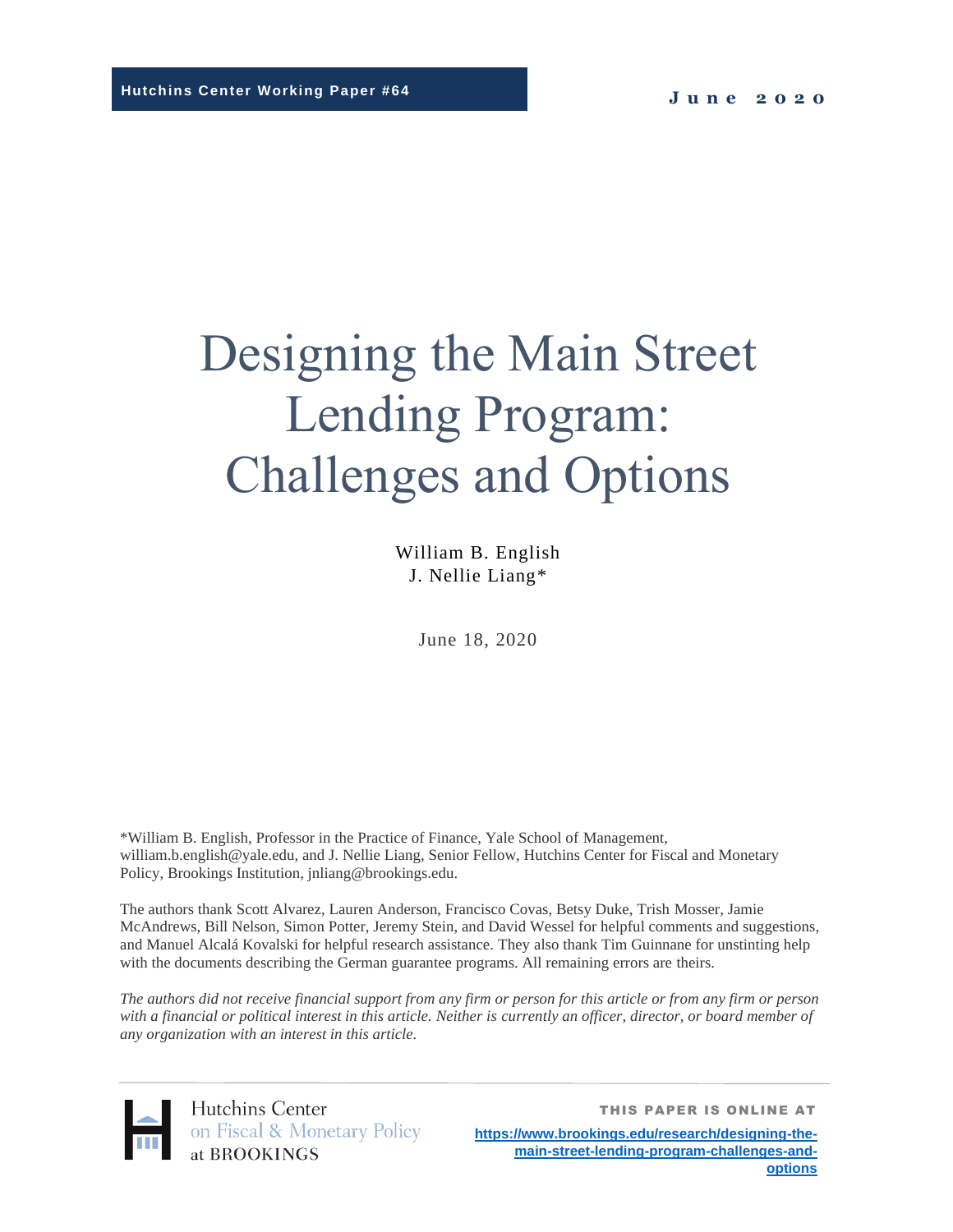Hutchins Center Working Paper #64

June 2020

# Designing the Main Street Lending Program: Challenges and Options

William B. English
J. Nellie Liang*

June 18, 2020

*William B. English, Professor in the Practice of Finance, Yale School of Management, william.b.english@yale.edu, and J. Nellie Liang, Senior Fellow, Hutchins Center for Fiscal and Monetary Policy, Brookings Institution, jnliang@brookings.edu.

The authors thank Scott Alvarez, Lauren Anderson, Francisco Covas, Betsy Duke, Trish Mosser, Jamie McAndrews, Bill Nelson, Simon Potter, Jeremy Stein, and David Wessel for helpful comments and suggestions, and Manuel Alcalá Kovalski for helpful research assistance. They also thank Tim Guinnane for unstinting help with the documents describing the German guarantee programs. All remaining errors are theirs.

*The authors did not receive financial support from any firm or person for this article or from any firm or person with a financial or political interest in this article. Neither is currently an officer, director, or board member of any organization with an interest in this article.*

Hutchins Center on Fiscal & Monetary Policy at BROOKINGS

THIS PAPER IS ONLINE AT https://www.brookings.edu/research/designing-the-main-street-lending-program-challenges-and-options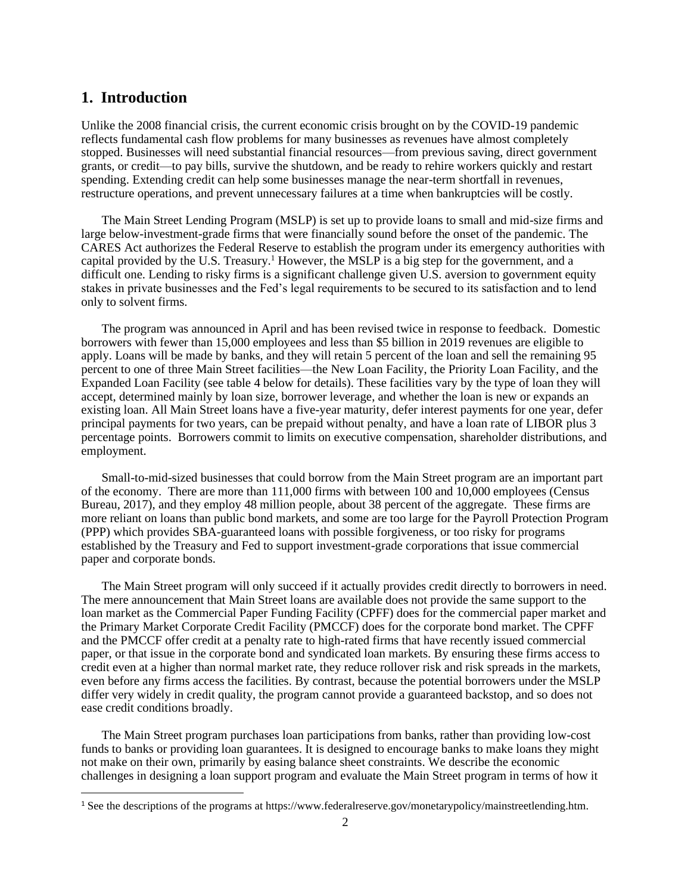## 1. Introduction

Unlike the 2008 financial crisis, the current economic crisis brought on by the COVID-19 pandemic reflects fundamental cash flow problems for many businesses as revenues have almost completely stopped. Businesses will need substantial financial resources—from previous saving, direct government grants, or credit—to pay bills, survive the shutdown, and be ready to rehire workers quickly and restart spending. Extending credit can help some businesses manage the near-term shortfall in revenues, restructure operations, and prevent unnecessary failures at a time when bankruptcies will be costly.

The Main Street Lending Program (MSLP) is set up to provide loans to small and mid-size firms and large below-investment-grade firms that were financially sound before the onset of the pandemic. The CARES Act authorizes the Federal Reserve to establish the program under its emergency authorities with capital provided by the U.S. Treasury.[1] However, the MSLP is a big step for the government, and a difficult one. Lending to risky firms is a significant challenge given U.S. aversion to government equity stakes in private businesses and the Fed's legal requirements to be secured to its satisfaction and to lend only to solvent firms.

The program was announced in April and has been revised twice in response to feedback. Domestic borrowers with fewer than 15,000 employees and less than \$5 billion in 2019 revenues are eligible to apply. Loans will be made by banks, and they will retain 5 percent of the loan and sell the remaining 95 percent to one of three Main Street facilities—the New Loan Facility, the Priority Loan Facility, and the Expanded Loan Facility (see table 4 below for details). These facilities vary by the type of loan they will accept, determined mainly by loan size, borrower leverage, and whether the loan is new or expands an existing loan. All Main Street loans have a five-year maturity, defer interest payments for one year, defer principal payments for two years, can be prepaid without penalty, and have a loan rate of LIBOR plus 3 percentage points. Borrowers commit to limits on executive compensation, shareholder distributions, and employment.

Small-to-mid-sized businesses that could borrow from the Main Street program are an important part of the economy. There are more than 111,000 firms with between 100 and 10,000 employees (Census Bureau, 2017), and they employ 48 million people, about 38 percent of the aggregate. These firms are more reliant on loans than public bond markets, and some are too large for the Payroll Protection Program (PPP) which provides SBA-guaranteed loans with possible forgiveness, or too risky for programs established by the Treasury and Fed to support investment-grade corporations that issue commercial paper and corporate bonds.

The Main Street program will only succeed if it actually provides credit directly to borrowers in need. The mere announcement that Main Street loans are available does not provide the same support to the loan market as the Commercial Paper Funding Facility (CPFF) does for the commercial paper market and the Primary Market Corporate Credit Facility (PMCCF) does for the corporate bond market. The CPFF and the PMCCF offer credit at a penalty rate to high-rated firms that have recently issued commercial paper, or that issue in the corporate bond and syndicated loan markets. By ensuring these firms access to credit even at a higher than normal market rate, they reduce rollover risk and risk spreads in the markets, even before any firms access the facilities. By contrast, because the potential borrowers under the MSLP differ very widely in credit quality, the program cannot provide a guaranteed backstop, and so does not ease credit conditions broadly.

The Main Street program purchases loan participations from banks, rather than providing low-cost funds to banks or providing loan guarantees. It is designed to encourage banks to make loans they might not make on their own, primarily by easing balance sheet constraints. We describe the economic challenges in designing a loan support program and evaluate the Main Street program in terms of how it

[1] See the descriptions of the programs at https://www.federalreserve.gov/monetarypolicy/mainstreetlending.htm.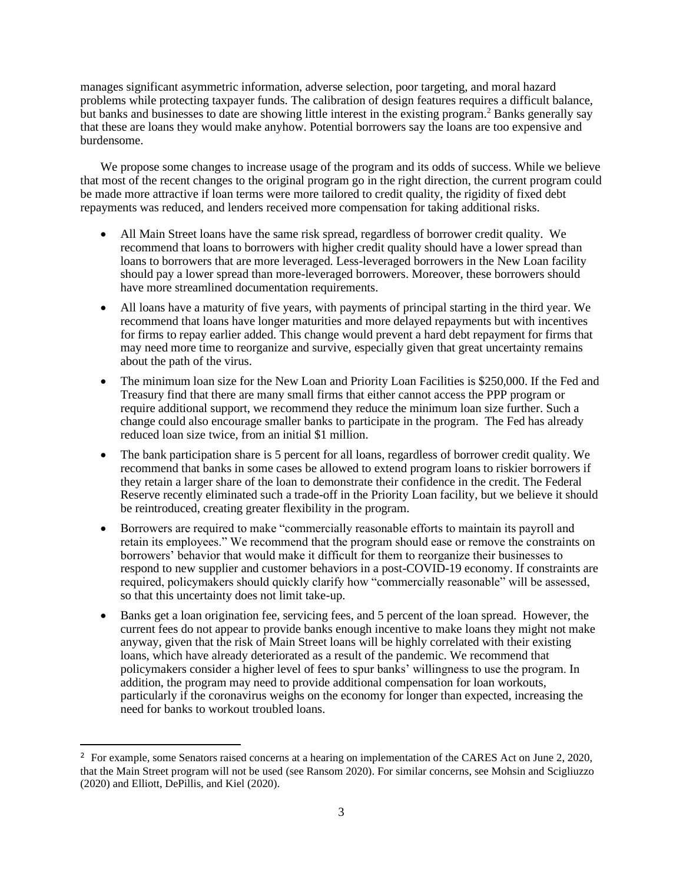manages significant asymmetric information, adverse selection, poor targeting, and moral hazard problems while protecting taxpayer funds. The calibration of design features requires a difficult balance, but banks and businesses to date are showing little interest in the existing program.[2] Banks generally say that these are loans they would make anyhow. Potential borrowers say the loans are too expensive and burdensome.

We propose some changes to increase usage of the program and its odds of success. While we believe that most of the recent changes to the original program go in the right direction, the current program could be made more attractive if loan terms were more tailored to credit quality, the rigidity of fixed debt repayments was reduced, and lenders received more compensation for taking additional risks.

- All Main Street loans have the same risk spread, regardless of borrower credit quality. We recommend that loans to borrowers with higher credit quality should have a lower spread than loans to borrowers that are more leveraged. Less-leveraged borrowers in the New Loan facility should pay a lower spread than more-leveraged borrowers. Moreover, these borrowers should have more streamlined documentation requirements.
- All loans have a maturity of five years, with payments of principal starting in the third year. We recommend that loans have longer maturities and more delayed repayments but with incentives for firms to repay earlier added. This change would prevent a hard debt repayment for firms that may need more time to reorganize and survive, especially given that great uncertainty remains about the path of the virus.
- The minimum loan size for the New Loan and Priority Loan Facilities is $250,000. If the Fed and Treasury find that there are many small firms that either cannot access the PPP program or require additional support, we recommend they reduce the minimum loan size further. Such a change could also encourage smaller banks to participate in the program. The Fed has already reduced loan size twice, from an initial $1 million.
- The bank participation share is 5 percent for all loans, regardless of borrower credit quality. We recommend that banks in some cases be allowed to extend program loans to riskier borrowers if they retain a larger share of the loan to demonstrate their confidence in the credit. The Federal Reserve recently eliminated such a trade-off in the Priority Loan facility, but we believe it should be reintroduced, creating greater flexibility in the program.
- Borrowers are required to make "commercially reasonable efforts to maintain its payroll and retain its employees." We recommend that the program should ease or remove the constraints on borrowers' behavior that would make it difficult for them to reorganize their businesses to respond to new supplier and customer behaviors in a post-COVID-19 economy. If constraints are required, policymakers should quickly clarify how "commercially reasonable" will be assessed, so that this uncertainty does not limit take-up.
- Banks get a loan origination fee, servicing fees, and 5 percent of the loan spread. However, the current fees do not appear to provide banks enough incentive to make loans they might not make anyway, given that the risk of Main Street loans will be highly correlated with their existing loans, which have already deteriorated as a result of the pandemic. We recommend that policymakers consider a higher level of fees to spur banks' willingness to use the program. In addition, the program may need to provide additional compensation for loan workouts, particularly if the coronavirus weighs on the economy for longer than expected, increasing the need for banks to workout troubled loans.

[2] For example, some Senators raised concerns at a hearing on implementation of the CARES Act on June 2, 2020, that the Main Street program will not be used (see Ransom 2020). For similar concerns, see Mohsin and Scigliuzzo (2020) and Elliott, DePillis, and Kiel (2020).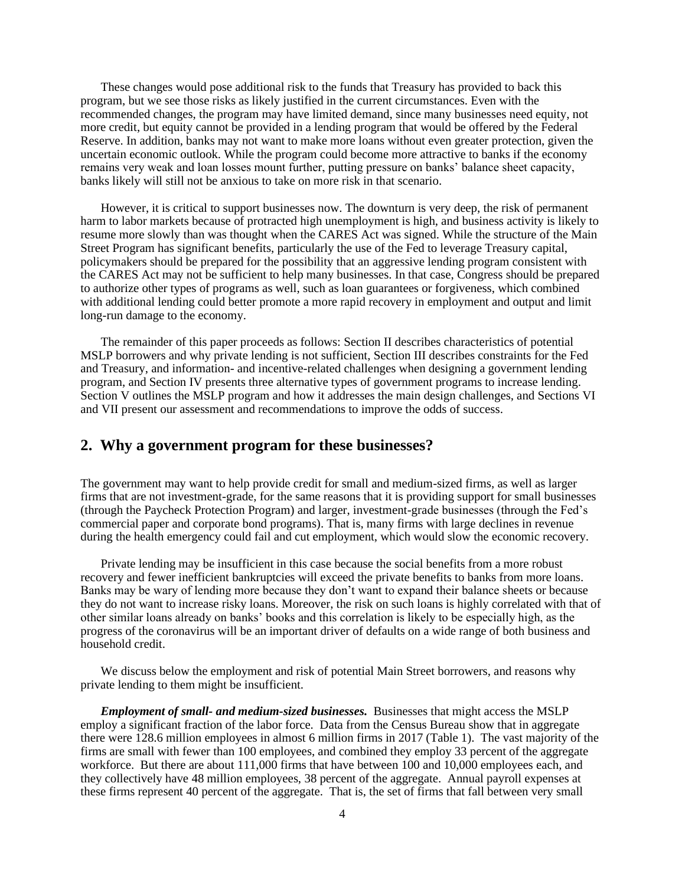These changes would pose additional risk to the funds that Treasury has provided to back this program, but we see those risks as likely justified in the current circumstances. Even with the recommended changes, the program may have limited demand, since many businesses need equity, not more credit, but equity cannot be provided in a lending program that would be offered by the Federal Reserve. In addition, banks may not want to make more loans without even greater protection, given the uncertain economic outlook. While the program could become more attractive to banks if the economy remains very weak and loan losses mount further, putting pressure on banks' balance sheet capacity, banks likely will still not be anxious to take on more risk in that scenario.

However, it is critical to support businesses now. The downturn is very deep, the risk of permanent harm to labor markets because of protracted high unemployment is high, and business activity is likely to resume more slowly than was thought when the CARES Act was signed. While the structure of the Main Street Program has significant benefits, particularly the use of the Fed to leverage Treasury capital, policymakers should be prepared for the possibility that an aggressive lending program consistent with the CARES Act may not be sufficient to help many businesses. In that case, Congress should be prepared to authorize other types of programs as well, such as loan guarantees or forgiveness, which combined with additional lending could better promote a more rapid recovery in employment and output and limit long-run damage to the economy.

The remainder of this paper proceeds as follows: Section II describes characteristics of potential MSLP borrowers and why private lending is not sufficient, Section III describes constraints for the Fed and Treasury, and information- and incentive-related challenges when designing a government lending program, and Section IV presents three alternative types of government programs to increase lending. Section V outlines the MSLP program and how it addresses the main design challenges, and Sections VI and VII present our assessment and recommendations to improve the odds of success.

## 2. Why a government program for these businesses?

The government may want to help provide credit for small and medium-sized firms, as well as larger firms that are not investment-grade, for the same reasons that it is providing support for small businesses (through the Paycheck Protection Program) and larger, investment-grade businesses (through the Fed's commercial paper and corporate bond programs). That is, many firms with large declines in revenue during the health emergency could fail and cut employment, which would slow the economic recovery.

Private lending may be insufficient in this case because the social benefits from a more robust recovery and fewer inefficient bankruptcies will exceed the private benefits to banks from more loans. Banks may be wary of lending more because they don't want to expand their balance sheets or because they do not want to increase risky loans. Moreover, the risk on such loans is highly correlated with that of other similar loans already on banks' books and this correlation is likely to be especially high, as the progress of the coronavirus will be an important driver of defaults on a wide range of both business and household credit.

We discuss below the employment and risk of potential Main Street borrowers, and reasons why private lending to them might be insufficient.

***Employment of small- and medium-sized businesses.*** Businesses that might access the MSLP employ a significant fraction of the labor force. Data from the Census Bureau show that in aggregate there were 128.6 million employees in almost 6 million firms in 2017 (Table 1). The vast majority of the firms are small with fewer than 100 employees, and combined they employ 33 percent of the aggregate workforce. But there are about 111,000 firms that have between 100 and 10,000 employees each, and they collectively have 48 million employees, 38 percent of the aggregate. Annual payroll expenses at these firms represent 40 percent of the aggregate. That is, the set of firms that fall between very small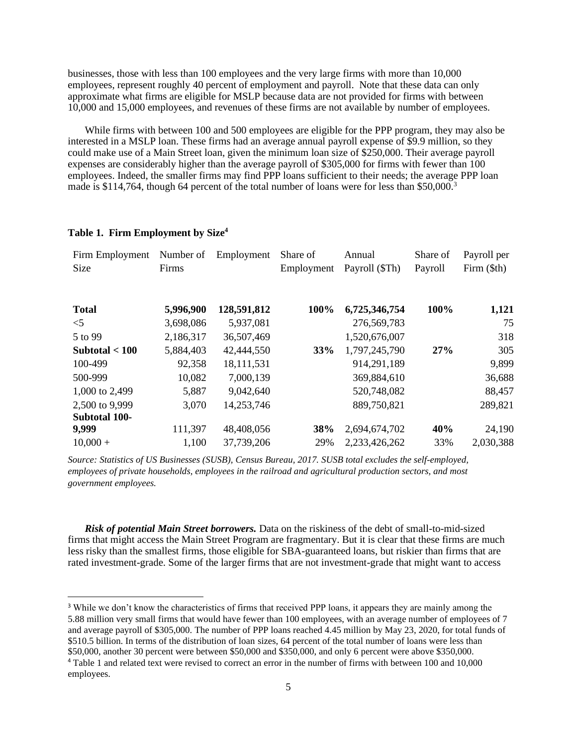businesses, those with less than 100 employees and the very large firms with more than 10,000 employees, represent roughly 40 percent of employment and payroll. Note that these data can only approximate what firms are eligible for MSLP because data are not provided for firms with between 10,000 and 15,000 employees, and revenues of these firms are not available by number of employees.

While firms with between 100 and 500 employees are eligible for the PPP program, they may also be interested in a MSLP loan. These firms had an average annual payroll expense of $9.9 million, so they could make use of a Main Street loan, given the minimum loan size of $250,000. Their average payroll expenses are considerably higher than the average payroll of $305,000 for firms with fewer than 100 employees. Indeed, the smaller firms may find PPP loans sufficient to their needs; the average PPP loan made is $114,764, though 64 percent of the total number of loans were for less than $50,000.[3]

**Table 1. Firm Employment by Size**[4]

| Firm Employment Size | Number of Firms | Employment | Share of Employment | Annual Payroll ($Th) | Share of Payroll | Payroll per Firm ($th) |
|---|---|---|---|---|---|---|
| **Total** | **5,996,900** | **128,591,812** | **100%** | **6,725,346,754** | **100%** | **1,121** |
| <5 | 3,698,086 | 5,937,081 | | 276,569,783 | | 75 |
| 5 to 99 | 2,186,317 | 36,507,469 | | 1,520,676,007 | | 318 |
| **Subtotal < 100** | 5,884,403 | 42,444,550 | **33%** | 1,797,245,790 | **27%** | 305 |
| 100-499 | 92,358 | 18,111,531 | | 914,291,189 | | 9,899 |
| 500-999 | 10,082 | 7,000,139 | | 369,884,610 | | 36,688 |
| 1,000 to 2,499 | 5,887 | 9,042,640 | | 520,748,082 | | 88,457 |
| 2,500 to 9,999 | 3,070 | 14,253,746 | | 889,750,821 | | 289,821 |
| **Subtotal 100-9,999** | 111,397 | 48,408,056 | **38%** | 2,694,674,702 | **40%** | 24,190 |
| 10,000 + | 1,100 | 37,739,206 | 29% | 2,233,426,262 | 33% | 2,030,388 |

*Source: Statistics of US Businesses (SUSB), Census Bureau, 2017. SUSB total excludes the self-employed, employees of private households, employees in the railroad and agricultural production sectors, and most government employees.*

***Risk of potential Main Street borrowers.*** Data on the riskiness of the debt of small-to-mid-sized firms that might access the Main Street Program are fragmentary. But it is clear that these firms are much less risky than the smallest firms, those eligible for SBA-guaranteed loans, but riskier than firms that are rated investment-grade. Some of the larger firms that are not investment-grade that might want to access

---

[3] While we don't know the characteristics of firms that received PPP loans, it appears they are mainly among the 5.88 million very small firms that would have fewer than 100 employees, with an average number of employees of 7 and average payroll of $305,000. The number of PPP loans reached 4.45 million by May 23, 2020, for total funds of $510.5 billion. In terms of the distribution of loan sizes, 64 percent of the total number of loans were less than $50,000, another 30 percent were between $50,000 and $350,000, and only 6 percent were above $350,000.

[4] Table 1 and related text were revised to correct an error in the number of firms with between 100 and 10,000 employees.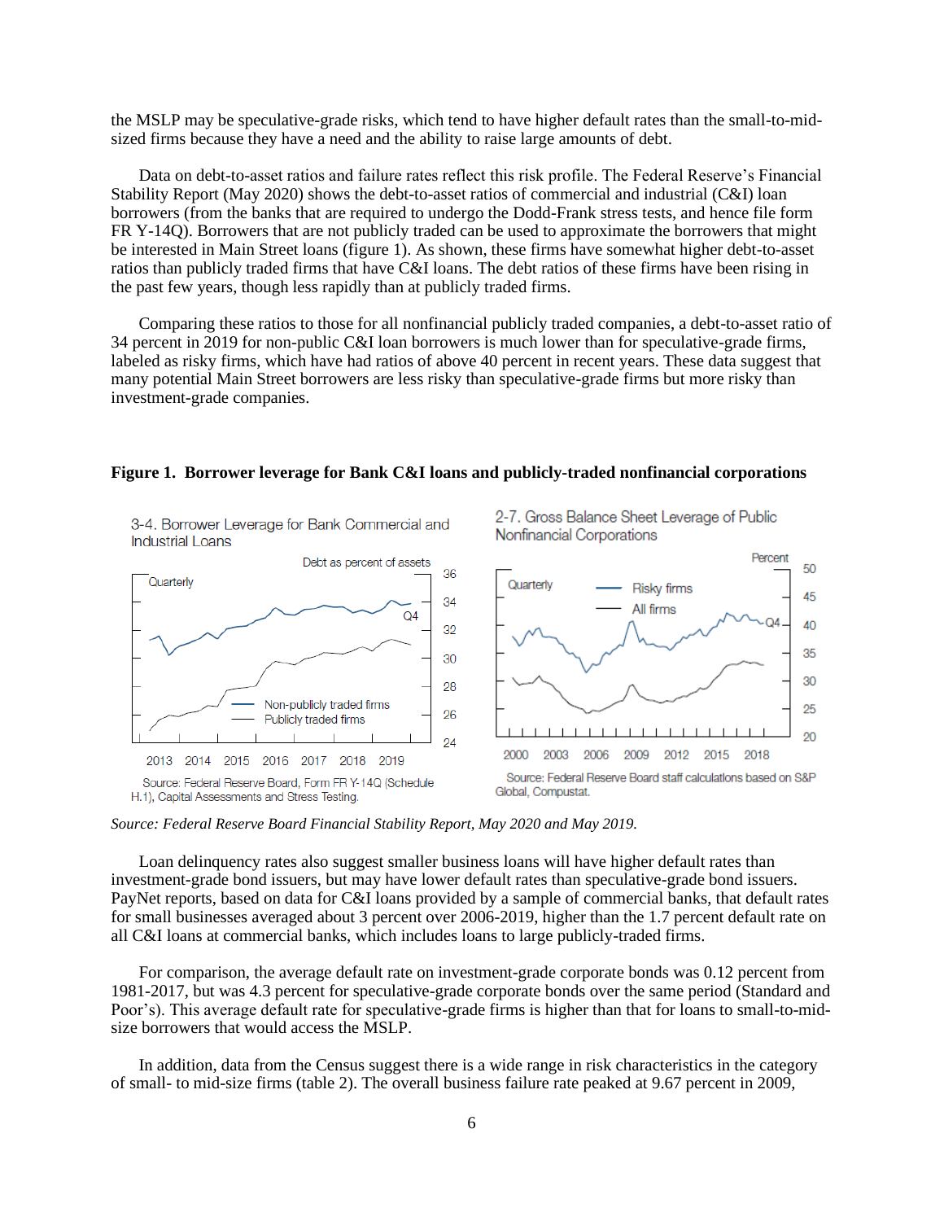the MSLP may be speculative-grade risks, which tend to have higher default rates than the small-to-mid-sized firms because they have a need and the ability to raise large amounts of debt.

Data on debt-to-asset ratios and failure rates reflect this risk profile. The Federal Reserve's Financial Stability Report (May 2020) shows the debt-to-asset ratios of commercial and industrial (C&I) loan borrowers (from the banks that are required to undergo the Dodd-Frank stress tests, and hence file form FR Y-14Q). Borrowers that are not publicly traded can be used to approximate the borrowers that might be interested in Main Street loans (figure 1). As shown, these firms have somewhat higher debt-to-asset ratios than publicly traded firms that have C&I loans. The debt ratios of these firms have been rising in the past few years, though less rapidly than at publicly traded firms.

Comparing these ratios to those for all nonfinancial publicly traded companies, a debt-to-asset ratio of 34 percent in 2019 for non-public C&I loan borrowers is much lower than for speculative-grade firms, labeled as risky firms, which have had ratios of above 40 percent in recent years. These data suggest that many potential Main Street borrowers are less risky than speculative-grade firms but more risky than investment-grade companies.

**Figure 1. Borrower leverage for Bank C&I loans and publicly-traded nonfinancial corporations**

3-4. Borrower Leverage for Bank Commercial and Industrial Loans

Debt as percent of assets

Quarterly

Q4

Non-publicly traded firms

Publicly traded firms

36
34
32
30
28
26
24

2013 2014 2015 2016 2017 2018 2019

Source: Federal Reserve Board, Form FR Y-14Q (Schedule H.1), Capital Assessments and Stress Testing.

2-7. Gross Balance Sheet Leverage of Public Nonfinancial Corporations

Percent

Quarterly

Risky firms

All firms

Q4

50
45
40
35
30
25
20

2000 2003 2006 2009 2012 2015 2018

Source: Federal Reserve Board staff calculations based on S&P Global, Compustat.

*Source: Federal Reserve Board Financial Stability Report, May 2020 and May 2019.*

Loan delinquency rates also suggest smaller business loans will have higher default rates than investment-grade bond issuers, but may have lower default rates than speculative-grade bond issuers. PayNet reports, based on data for C&I loans provided by a sample of commercial banks, that default rates for small businesses averaged about 3 percent over 2006-2019, higher than the 1.7 percent default rate on all C&I loans at commercial banks, which includes loans to large publicly-traded firms.

For comparison, the average default rate on investment-grade corporate bonds was 0.12 percent from 1981-2017, but was 4.3 percent for speculative-grade corporate bonds over the same period (Standard and Poor's). This average default rate for speculative-grade firms is higher than that for loans to small-to-mid-size borrowers that would access the MSLP.

In addition, data from the Census suggest there is a wide range in risk characteristics in the category of small- to mid-size firms (table 2). The overall business failure rate peaked at 9.67 percent in 2009,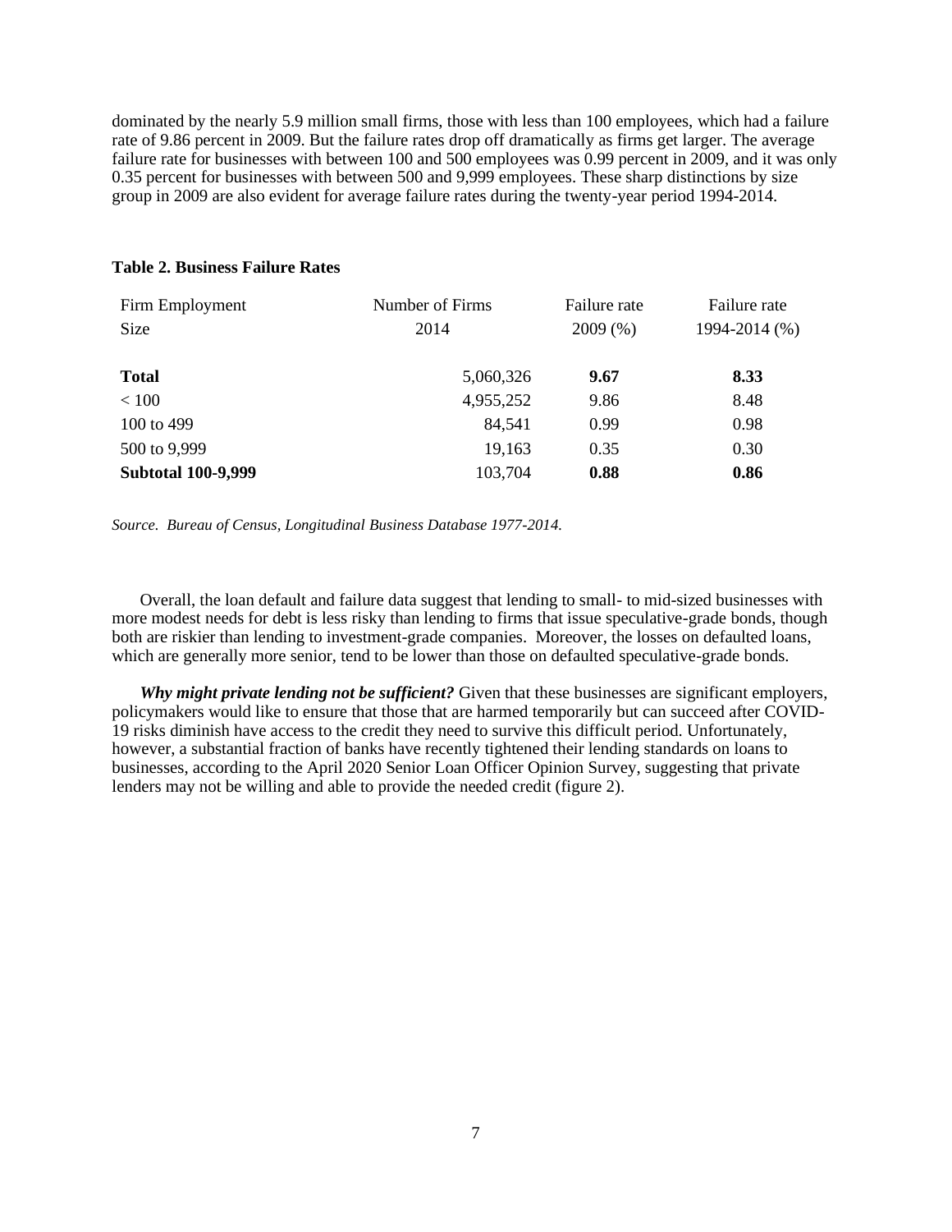dominated by the nearly 5.9 million small firms, those with less than 100 employees, which had a failure rate of 9.86 percent in 2009. But the failure rates drop off dramatically as firms get larger. The average failure rate for businesses with between 100 and 500 employees was 0.99 percent in 2009, and it was only 0.35 percent for businesses with between 500 and 9,999 employees. These sharp distinctions by size group in 2009 are also evident for average failure rates during the twenty-year period 1994-2014.

**Table 2. Business Failure Rates**

| Firm Employment Size | Number of Firms 2014 | Failure rate 2009 (%) | Failure rate 1994-2014 (%) |
|---|---|---|---|
| **Total** | 5,060,326 | **9.67** | **8.33** |
| < 100 | 4,955,252 | 9.86 | 8.48 |
| 100 to 499 | 84,541 | 0.99 | 0.98 |
| 500 to 9,999 | 19,163 | 0.35 | 0.30 |
| **Subtotal 100-9,999** | 103,704 | **0.88** | **0.86** |

*Source. Bureau of Census, Longitudinal Business Database 1977-2014.*

Overall, the loan default and failure data suggest that lending to small- to mid-sized businesses with more modest needs for debt is less risky than lending to firms that issue speculative-grade bonds, though both are riskier than lending to investment-grade companies. Moreover, the losses on defaulted loans, which are generally more senior, tend to be lower than those on defaulted speculative-grade bonds.

***Why might private lending not be sufficient?*** Given that these businesses are significant employers, policymakers would like to ensure that those that are harmed temporarily but can succeed after COVID-19 risks diminish have access to the credit they need to survive this difficult period. Unfortunately, however, a substantial fraction of banks have recently tightened their lending standards on loans to businesses, according to the April 2020 Senior Loan Officer Opinion Survey, suggesting that private lenders may not be willing and able to provide the needed credit (figure 2).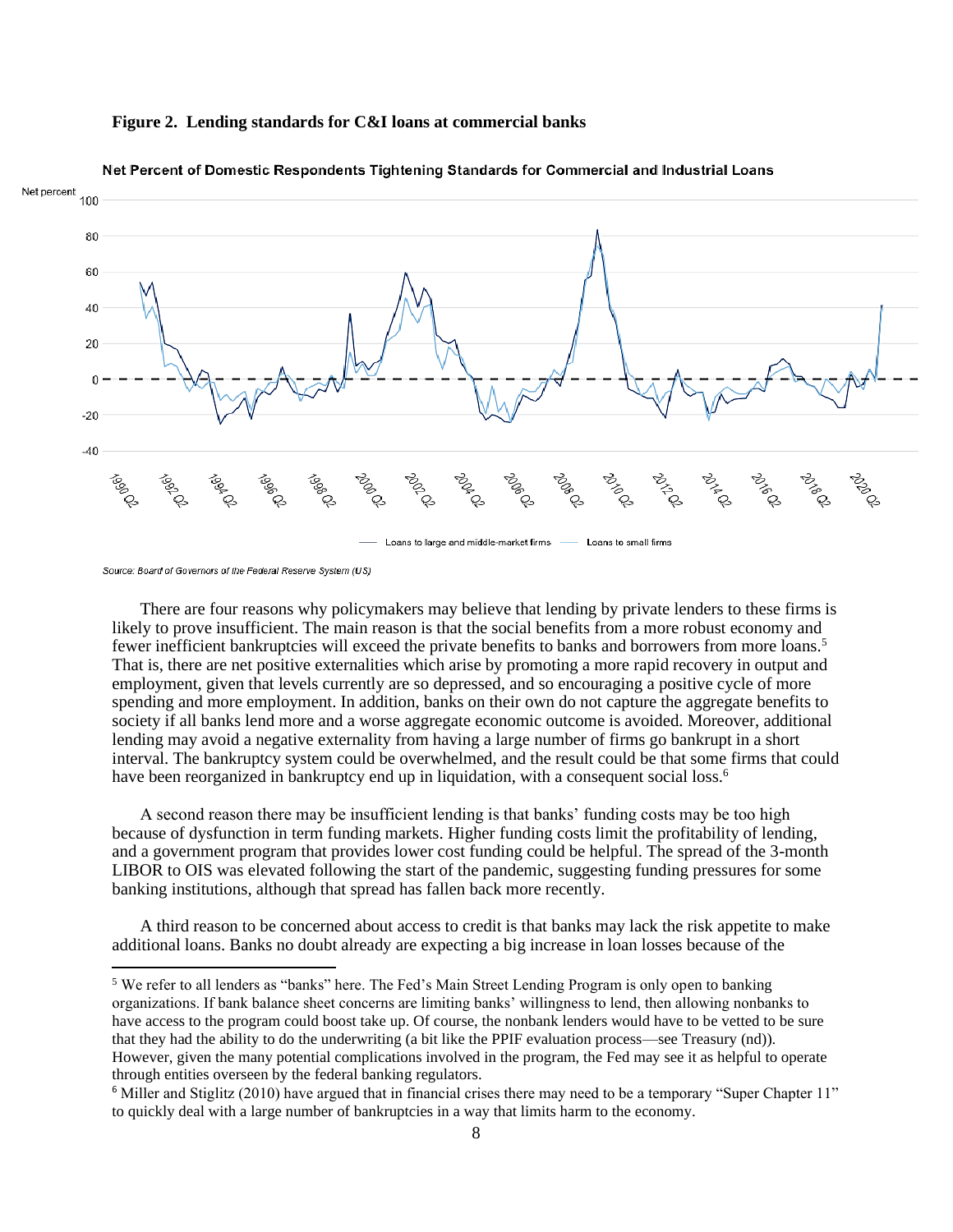**Figure 2. Lending standards for C&I loans at commercial banks**

Net Percent of Domestic Respondents Tightening Standards for Commercial and Industrial Loans

Net percent

100
80
60
40
20
0
-20
-40

1990 Q2
1992 Q2
1994 Q2
1996 Q2
1998 Q2
2000 Q2
2002 Q2
2004 Q2
2006 Q2
2008 Q2
2010 Q2
2012 Q2
2014 Q2
2016 Q2
2018 Q2
2020 Q2

Loans to large and middle-market firms
Loans to small firms

*Source: Board of Governors of the Federal Reserve System (US)*

There are four reasons why policymakers may believe that lending by private lenders to these firms is likely to prove insufficient. The main reason is that the social benefits from a more robust economy and fewer inefficient bankruptcies will exceed the private benefits to banks and borrowers from more loans.[5] That is, there are net positive externalities which arise by promoting a more rapid recovery in output and employment, given that levels currently are so depressed, and so encouraging a positive cycle of more spending and more employment. In addition, banks on their own do not capture the aggregate benefits to society if all banks lend more and a worse aggregate economic outcome is avoided. Moreover, additional lending may avoid a negative externality from having a large number of firms go bankrupt in a short interval. The bankruptcy system could be overwhelmed, and the result could be that some firms that could have been reorganized in bankruptcy end up in liquidation, with a consequent social loss.[6]

A second reason there may be insufficient lending is that banks' funding costs may be too high because of dysfunction in term funding markets. Higher funding costs limit the profitability of lending, and a government program that provides lower cost funding could be helpful. The spread of the 3-month LIBOR to OIS was elevated following the start of the pandemic, suggesting funding pressures for some banking institutions, although that spread has fallen back more recently.

A third reason to be concerned about access to credit is that banks may lack the risk appetite to make additional loans. Banks no doubt already are expecting a big increase in loan losses because of the

---

[5] We refer to all lenders as "banks" here. The Fed's Main Street Lending Program is only open to banking organizations. If bank balance sheet concerns are limiting banks' willingness to lend, then allowing nonbanks to have access to the program could boost take up. Of course, the nonbank lenders would have to be vetted to be sure that they had the ability to do the underwriting (a bit like the PPIF evaluation process—see Treasury (nd)). However, given the many potential complications involved in the program, the Fed may see it as helpful to operate through entities overseen by the federal banking regulators.

[6] Miller and Stiglitz (2010) have argued that in financial crises there may need to be a temporary "Super Chapter 11" to quickly deal with a large number of bankruptcies in a way that limits harm to the economy.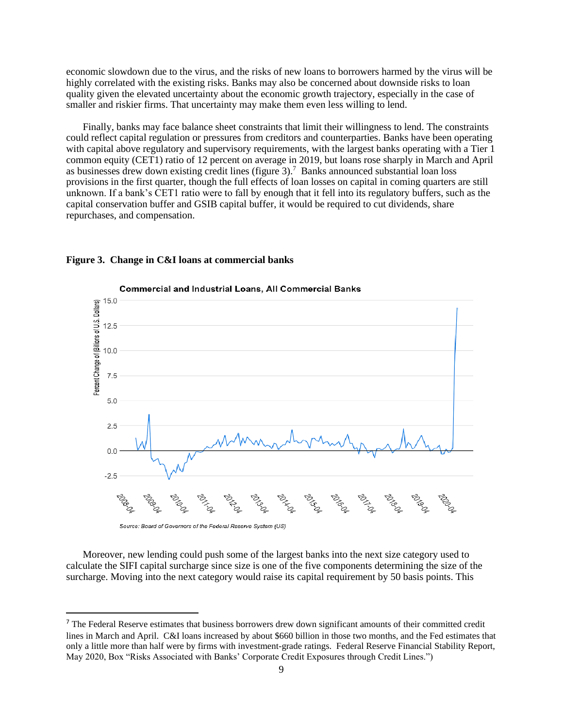economic slowdown due to the virus, and the risks of new loans to borrowers harmed by the virus will be highly correlated with the existing risks. Banks may also be concerned about downside risks to loan quality given the elevated uncertainty about the economic growth trajectory, especially in the case of smaller and riskier firms. That uncertainty may make them even less willing to lend.

Finally, banks may face balance sheet constraints that limit their willingness to lend. The constraints could reflect capital regulation or pressures from creditors and counterparties. Banks have been operating with capital above regulatory and supervisory requirements, with the largest banks operating with a Tier 1 common equity (CET1) ratio of 12 percent on average in 2019, but loans rose sharply in March and April as businesses drew down existing credit lines (figure 3).[7] Banks announced substantial loan loss provisions in the first quarter, though the full effects of loan losses on capital in coming quarters are still unknown. If a bank's CET1 ratio were to fall by enough that it fell into its regulatory buffers, such as the capital conservation buffer and GSIB capital buffer, it would be required to cut dividends, share repurchases, and compensation.

**Figure 3. Change in C&I loans at commercial banks**

Commercial and Industrial Loans, All Commercial Banks

Percent Change of (Billions of U.S. Dollars)

15.0
12.5
10.0
7.5
5.0
2.5
0.0
-2.5

2008-04
2009-04
2010-04
2011-04
2012-04
2013-04
2014-04
2015-04
2016-04
2017-04
2018-04
2019-04
2020-04

Source: Board of Governors of the Federal Reserve System (US)

Moreover, new lending could push some of the largest banks into the next size category used to calculate the SIFI capital surcharge since size is one of the five components determining the size of the surcharge. Moving into the next category would raise its capital requirement by 50 basis points. This

---

[7] The Federal Reserve estimates that business borrowers drew down significant amounts of their committed credit lines in March and April. C&I loans increased by about $660 billion in those two months, and the Fed estimates that only a little more than half were by firms with investment-grade ratings. Federal Reserve Financial Stability Report, May 2020, Box "Risks Associated with Banks' Corporate Credit Exposures through Credit Lines.")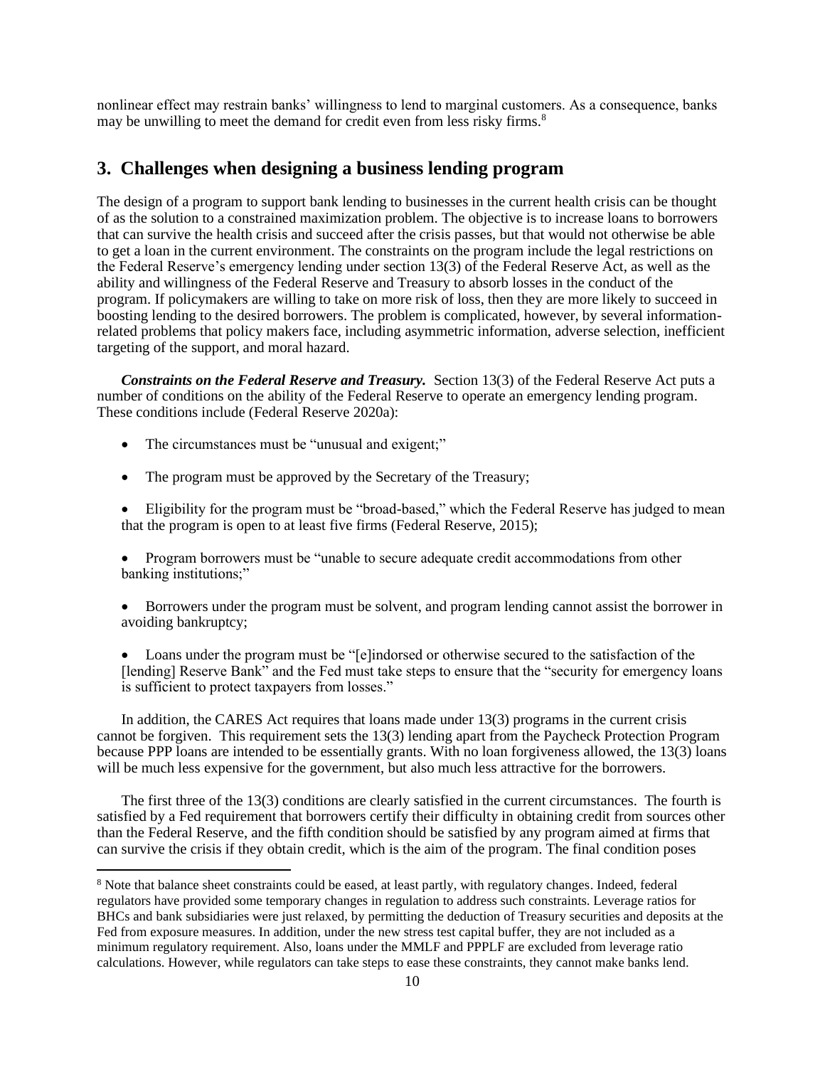nonlinear effect may restrain banks' willingness to lend to marginal customers. As a consequence, banks may be unwilling to meet the demand for credit even from less risky firms.[8]

## 3. Challenges when designing a business lending program

The design of a program to support bank lending to businesses in the current health crisis can be thought of as the solution to a constrained maximization problem. The objective is to increase loans to borrowers that can survive the health crisis and succeed after the crisis passes, but that would not otherwise be able to get a loan in the current environment. The constraints on the program include the legal restrictions on the Federal Reserve's emergency lending under section 13(3) of the Federal Reserve Act, as well as the ability and willingness of the Federal Reserve and Treasury to absorb losses in the conduct of the program. If policymakers are willing to take on more risk of loss, then they are more likely to succeed in boosting lending to the desired borrowers. The problem is complicated, however, by several information-related problems that policy makers face, including asymmetric information, adverse selection, inefficient targeting of the support, and moral hazard.

***Constraints on the Federal Reserve and Treasury.*** Section 13(3) of the Federal Reserve Act puts a number of conditions on the ability of the Federal Reserve to operate an emergency lending program. These conditions include (Federal Reserve 2020a):

- The circumstances must be "unusual and exigent;"
- The program must be approved by the Secretary of the Treasury;
- Eligibility for the program must be "broad-based," which the Federal Reserve has judged to mean that the program is open to at least five firms (Federal Reserve, 2015);
- Program borrowers must be "unable to secure adequate credit accommodations from other banking institutions;"
- Borrowers under the program must be solvent, and program lending cannot assist the borrower in avoiding bankruptcy;
- Loans under the program must be "[e]indorsed or otherwise secured to the satisfaction of the [lending] Reserve Bank" and the Fed must take steps to ensure that the "security for emergency loans is sufficient to protect taxpayers from losses."

In addition, the CARES Act requires that loans made under 13(3) programs in the current crisis cannot be forgiven. This requirement sets the 13(3) lending apart from the Paycheck Protection Program because PPP loans are intended to be essentially grants. With no loan forgiveness allowed, the 13(3) loans will be much less expensive for the government, but also much less attractive for the borrowers.

The first three of the 13(3) conditions are clearly satisfied in the current circumstances. The fourth is satisfied by a Fed requirement that borrowers certify their difficulty in obtaining credit from sources other than the Federal Reserve, and the fifth condition should be satisfied by any program aimed at firms that can survive the crisis if they obtain credit, which is the aim of the program. The final condition poses

[8] Note that balance sheet constraints could be eased, at least partly, with regulatory changes. Indeed, federal regulators have provided some temporary changes in regulation to address such constraints. Leverage ratios for BHCs and bank subsidiaries were just relaxed, by permitting the deduction of Treasury securities and deposits at the Fed from exposure measures. In addition, under the new stress test capital buffer, they are not included as a minimum regulatory requirement. Also, loans under the MMLF and PPPLF are excluded from leverage ratio calculations. However, while regulators can take steps to ease these constraints, they cannot make banks lend.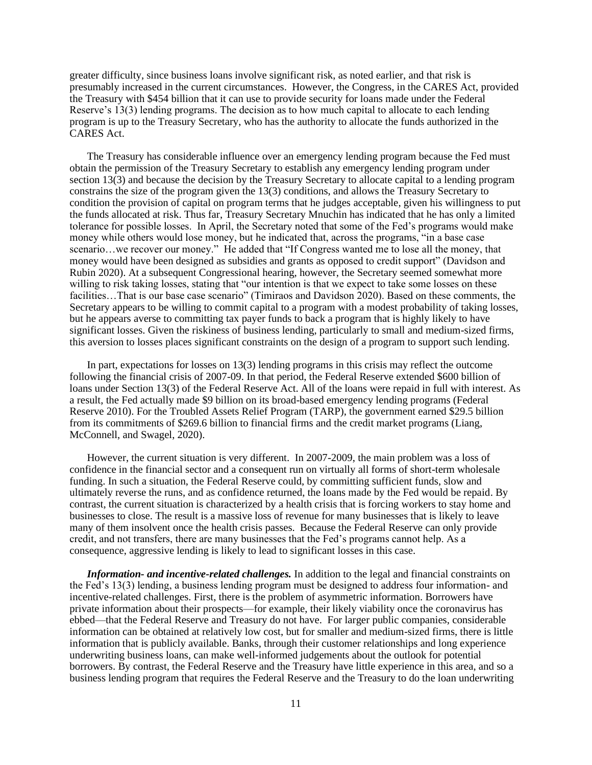greater difficulty, since business loans involve significant risk, as noted earlier, and that risk is presumably increased in the current circumstances. However, the Congress, in the CARES Act, provided the Treasury with $454 billion that it can use to provide security for loans made under the Federal Reserve's 13(3) lending programs. The decision as to how much capital to allocate to each lending program is up to the Treasury Secretary, who has the authority to allocate the funds authorized in the CARES Act.

The Treasury has considerable influence over an emergency lending program because the Fed must obtain the permission of the Treasury Secretary to establish any emergency lending program under section 13(3) and because the decision by the Treasury Secretary to allocate capital to a lending program constrains the size of the program given the 13(3) conditions, and allows the Treasury Secretary to condition the provision of capital on program terms that he judges acceptable, given his willingness to put the funds allocated at risk. Thus far, Treasury Secretary Mnuchin has indicated that he has only a limited tolerance for possible losses. In April, the Secretary noted that some of the Fed's programs would make money while others would lose money, but he indicated that, across the programs, "in a base case scenario…we recover our money." He added that "If Congress wanted me to lose all the money, that money would have been designed as subsidies and grants as opposed to credit support" (Davidson and Rubin 2020). At a subsequent Congressional hearing, however, the Secretary seemed somewhat more willing to risk taking losses, stating that "our intention is that we expect to take some losses on these facilities…That is our base case scenario" (Timiraos and Davidson 2020). Based on these comments, the Secretary appears to be willing to commit capital to a program with a modest probability of taking losses, but he appears averse to committing tax payer funds to back a program that is highly likely to have significant losses. Given the riskiness of business lending, particularly to small and medium-sized firms, this aversion to losses places significant constraints on the design of a program to support such lending.

In part, expectations for losses on 13(3) lending programs in this crisis may reflect the outcome following the financial crisis of 2007-09. In that period, the Federal Reserve extended $600 billion of loans under Section 13(3) of the Federal Reserve Act. All of the loans were repaid in full with interest. As a result, the Fed actually made $9 billion on its broad-based emergency lending programs (Federal Reserve 2010). For the Troubled Assets Relief Program (TARP), the government earned $29.5 billion from its commitments of $269.6 billion to financial firms and the credit market programs (Liang, McConnell, and Swagel, 2020).

However, the current situation is very different. In 2007-2009, the main problem was a loss of confidence in the financial sector and a consequent run on virtually all forms of short-term wholesale funding. In such a situation, the Federal Reserve could, by committing sufficient funds, slow and ultimately reverse the runs, and as confidence returned, the loans made by the Fed would be repaid. By contrast, the current situation is characterized by a health crisis that is forcing workers to stay home and businesses to close. The result is a massive loss of revenue for many businesses that is likely to leave many of them insolvent once the health crisis passes. Because the Federal Reserve can only provide credit, and not transfers, there are many businesses that the Fed's programs cannot help. As a consequence, aggressive lending is likely to lead to significant losses in this case.

***Information- and incentive-related challenges.*** In addition to the legal and financial constraints on the Fed's 13(3) lending, a business lending program must be designed to address four information- and incentive-related challenges. First, there is the problem of asymmetric information. Borrowers have private information about their prospects—for example, their likely viability once the coronavirus has ebbed—that the Federal Reserve and Treasury do not have. For larger public companies, considerable information can be obtained at relatively low cost, but for smaller and medium-sized firms, there is little information that is publicly available. Banks, through their customer relationships and long experience underwriting business loans, can make well-informed judgements about the outlook for potential borrowers. By contrast, the Federal Reserve and the Treasury have little experience in this area, and so a business lending program that requires the Federal Reserve and the Treasury to do the loan underwriting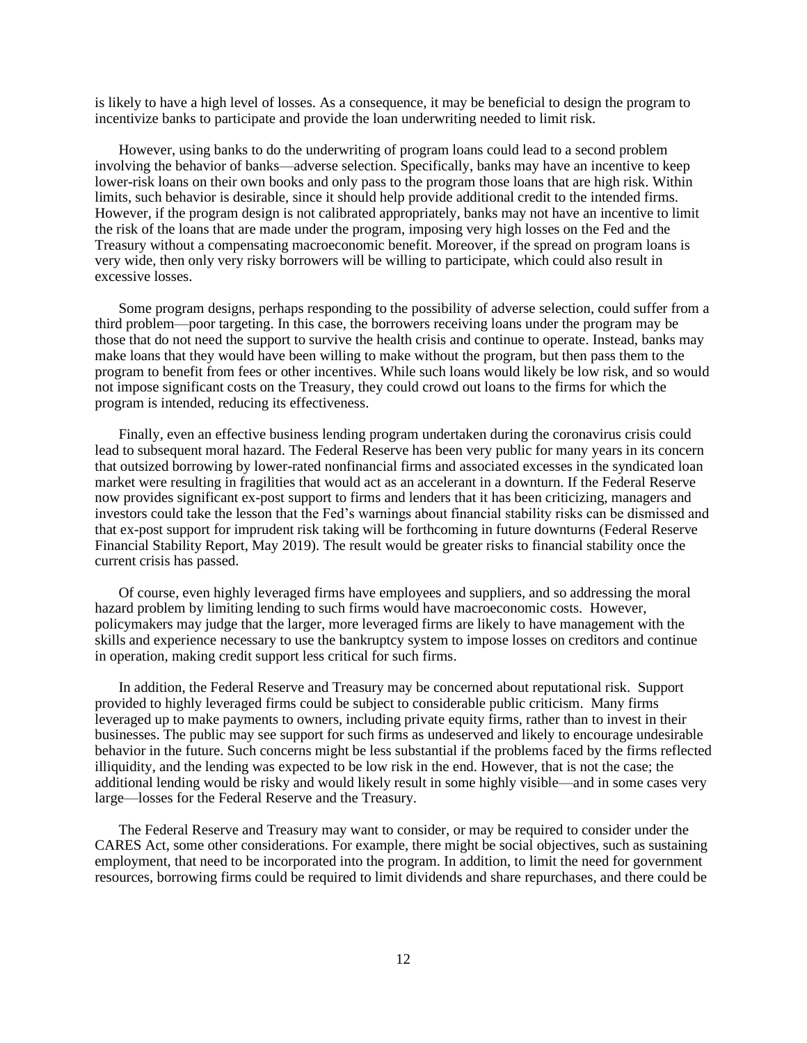is likely to have a high level of losses. As a consequence, it may be beneficial to design the program to incentivize banks to participate and provide the loan underwriting needed to limit risk.

However, using banks to do the underwriting of program loans could lead to a second problem involving the behavior of banks—adverse selection. Specifically, banks may have an incentive to keep lower-risk loans on their own books and only pass to the program those loans that are high risk. Within limits, such behavior is desirable, since it should help provide additional credit to the intended firms. However, if the program design is not calibrated appropriately, banks may not have an incentive to limit the risk of the loans that are made under the program, imposing very high losses on the Fed and the Treasury without a compensating macroeconomic benefit. Moreover, if the spread on program loans is very wide, then only very risky borrowers will be willing to participate, which could also result in excessive losses.

Some program designs, perhaps responding to the possibility of adverse selection, could suffer from a third problem—poor targeting. In this case, the borrowers receiving loans under the program may be those that do not need the support to survive the health crisis and continue to operate. Instead, banks may make loans that they would have been willing to make without the program, but then pass them to the program to benefit from fees or other incentives. While such loans would likely be low risk, and so would not impose significant costs on the Treasury, they could crowd out loans to the firms for which the program is intended, reducing its effectiveness.

Finally, even an effective business lending program undertaken during the coronavirus crisis could lead to subsequent moral hazard. The Federal Reserve has been very public for many years in its concern that outsized borrowing by lower-rated nonfinancial firms and associated excesses in the syndicated loan market were resulting in fragilities that would act as an accelerant in a downturn. If the Federal Reserve now provides significant ex-post support to firms and lenders that it has been criticizing, managers and investors could take the lesson that the Fed's warnings about financial stability risks can be dismissed and that ex-post support for imprudent risk taking will be forthcoming in future downturns (Federal Reserve Financial Stability Report, May 2019). The result would be greater risks to financial stability once the current crisis has passed.

Of course, even highly leveraged firms have employees and suppliers, and so addressing the moral hazard problem by limiting lending to such firms would have macroeconomic costs. However, policymakers may judge that the larger, more leveraged firms are likely to have management with the skills and experience necessary to use the bankruptcy system to impose losses on creditors and continue in operation, making credit support less critical for such firms.

In addition, the Federal Reserve and Treasury may be concerned about reputational risk. Support provided to highly leveraged firms could be subject to considerable public criticism. Many firms leveraged up to make payments to owners, including private equity firms, rather than to invest in their businesses. The public may see support for such firms as undeserved and likely to encourage undesirable behavior in the future. Such concerns might be less substantial if the problems faced by the firms reflected illiquidity, and the lending was expected to be low risk in the end. However, that is not the case; the additional lending would be risky and would likely result in some highly visible—and in some cases very large—losses for the Federal Reserve and the Treasury.

The Federal Reserve and Treasury may want to consider, or may be required to consider under the CARES Act, some other considerations. For example, there might be social objectives, such as sustaining employment, that need to be incorporated into the program. In addition, to limit the need for government resources, borrowing firms could be required to limit dividends and share repurchases, and there could be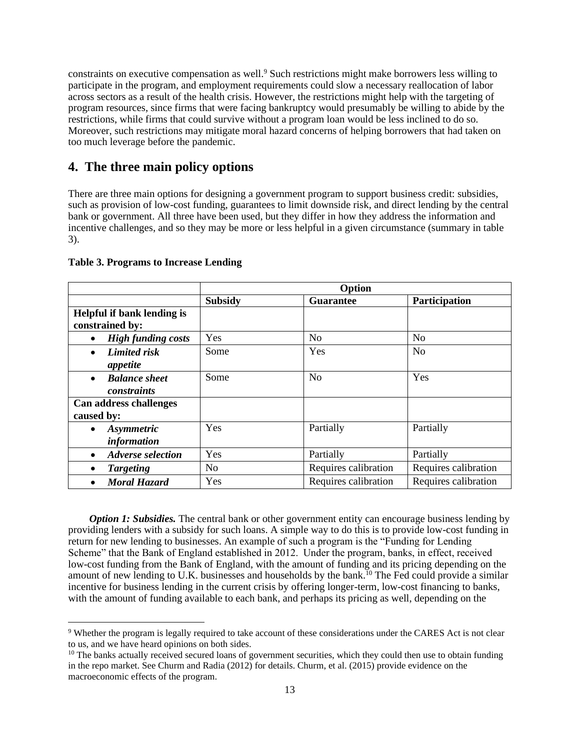constraints on executive compensation as well.[9] Such restrictions might make borrowers less willing to participate in the program, and employment requirements could slow a necessary reallocation of labor across sectors as a result of the health crisis. However, the restrictions might help with the targeting of program resources, since firms that were facing bankruptcy would presumably be willing to abide by the restrictions, while firms that could survive without a program loan would be less inclined to do so. Moreover, such restrictions may mitigate moral hazard concerns of helping borrowers that had taken on too much leverage before the pandemic.

## 4. The three main policy options

There are three main options for designing a government program to support business credit: subsidies, such as provision of low-cost funding, guarantees to limit downside risk, and direct lending by the central bank or government. All three have been used, but they differ in how they address the information and incentive challenges, and so they may be more or less helpful in a given circumstance (summary in table 3).

**Table 3. Programs to Increase Lending**

| | **Option** | | |
|---|---|---|---|
| | **Subsidy** | **Guarantee** | **Participation** |
| **Helpful if bank lending is constrained by:** | | | |
| • ***High funding costs*** | Yes | No | No |
| • ***Limited risk appetite*** | Some | Yes | No |
| • ***Balance sheet constraints*** | Some | No | Yes |
| **Can address challenges caused by:** | | | |
| • ***Asymmetric information*** | Yes | Partially | Partially |
| • ***Adverse selection*** | Yes | Partially | Partially |
| • ***Targeting*** | No | Requires calibration | Requires calibration |
| • ***Moral Hazard*** | Yes | Requires calibration | Requires calibration |

***Option 1: Subsidies.*** The central bank or other government entity can encourage business lending by providing lenders with a subsidy for such loans. A simple way to do this is to provide low-cost funding in return for new lending to businesses. An example of such a program is the "Funding for Lending Scheme" that the Bank of England established in 2012. Under the program, banks, in effect, received low-cost funding from the Bank of England, with the amount of funding and its pricing depending on the amount of new lending to U.K. businesses and households by the bank.[10] The Fed could provide a similar incentive for business lending in the current crisis by offering longer-term, low-cost financing to banks, with the amount of funding available to each bank, and perhaps its pricing as well, depending on the

[9] Whether the program is legally required to take account of these considerations under the CARES Act is not clear to us, and we have heard opinions on both sides.

[10] The banks actually received secured loans of government securities, which they could then use to obtain funding in the repo market. See Churm and Radia (2012) for details. Churm, et al. (2015) provide evidence on the macroeconomic effects of the program.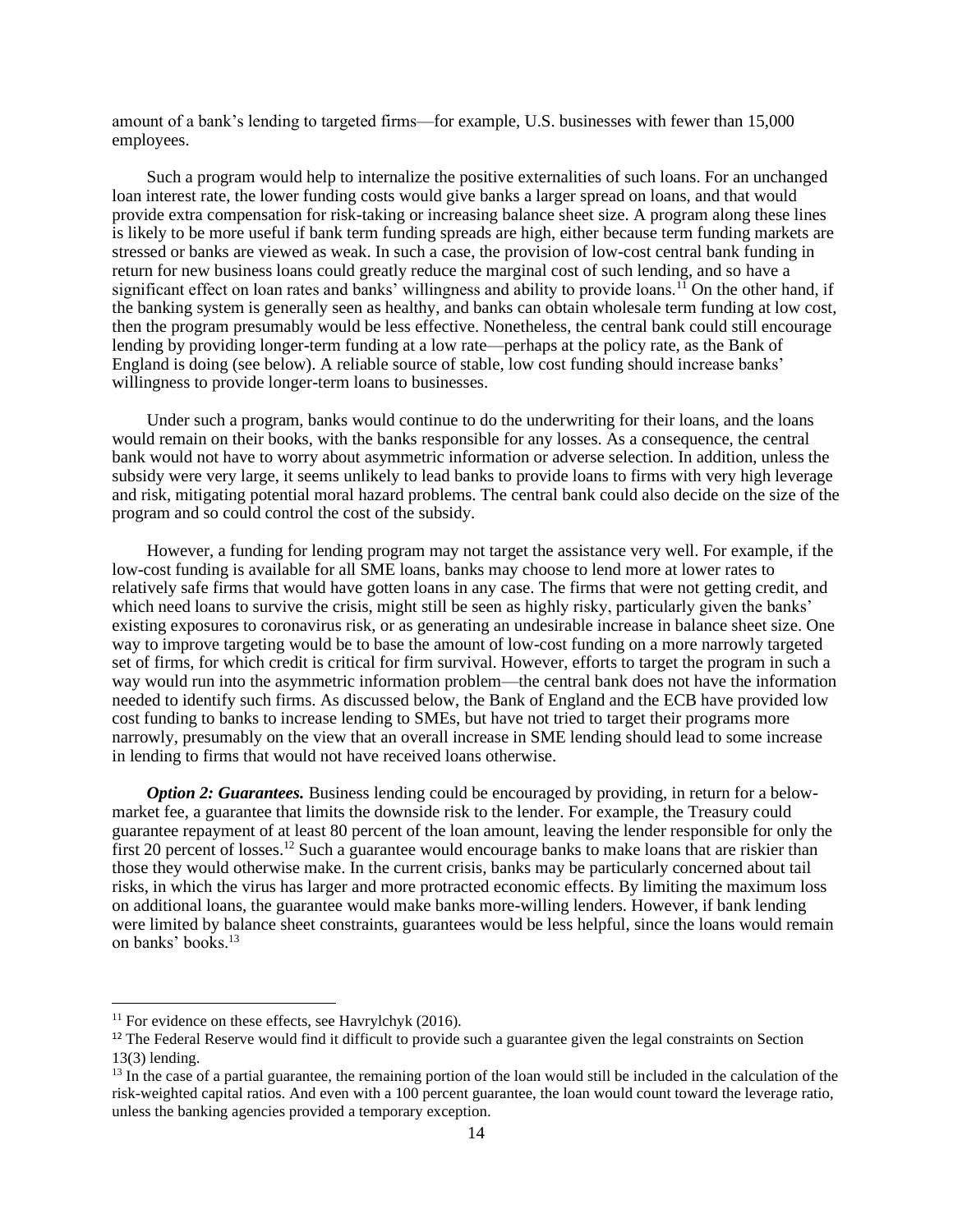amount of a bank's lending to targeted firms—for example, U.S. businesses with fewer than 15,000 employees.

Such a program would help to internalize the positive externalities of such loans. For an unchanged loan interest rate, the lower funding costs would give banks a larger spread on loans, and that would provide extra compensation for risk-taking or increasing balance sheet size. A program along these lines is likely to be more useful if bank term funding spreads are high, either because term funding markets are stressed or banks are viewed as weak. In such a case, the provision of low-cost central bank funding in return for new business loans could greatly reduce the marginal cost of such lending, and so have a significant effect on loan rates and banks' willingness and ability to provide loans.[11] On the other hand, if the banking system is generally seen as healthy, and banks can obtain wholesale term funding at low cost, then the program presumably would be less effective. Nonetheless, the central bank could still encourage lending by providing longer-term funding at a low rate—perhaps at the policy rate, as the Bank of England is doing (see below). A reliable source of stable, low cost funding should increase banks' willingness to provide longer-term loans to businesses.

Under such a program, banks would continue to do the underwriting for their loans, and the loans would remain on their books, with the banks responsible for any losses. As a consequence, the central bank would not have to worry about asymmetric information or adverse selection. In addition, unless the subsidy were very large, it seems unlikely to lead banks to provide loans to firms with very high leverage and risk, mitigating potential moral hazard problems. The central bank could also decide on the size of the program and so could control the cost of the subsidy.

However, a funding for lending program may not target the assistance very well. For example, if the low-cost funding is available for all SME loans, banks may choose to lend more at lower rates to relatively safe firms that would have gotten loans in any case. The firms that were not getting credit, and which need loans to survive the crisis, might still be seen as highly risky, particularly given the banks' existing exposures to coronavirus risk, or as generating an undesirable increase in balance sheet size. One way to improve targeting would be to base the amount of low-cost funding on a more narrowly targeted set of firms, for which credit is critical for firm survival. However, efforts to target the program in such a way would run into the asymmetric information problem—the central bank does not have the information needed to identify such firms. As discussed below, the Bank of England and the ECB have provided low cost funding to banks to increase lending to SMEs, but have not tried to target their programs more narrowly, presumably on the view that an overall increase in SME lending should lead to some increase in lending to firms that would not have received loans otherwise.

***Option 2: Guarantees.*** Business lending could be encouraged by providing, in return for a below-market fee, a guarantee that limits the downside risk to the lender. For example, the Treasury could guarantee repayment of at least 80 percent of the loan amount, leaving the lender responsible for only the first 20 percent of losses.[12] Such a guarantee would encourage banks to make loans that are riskier than those they would otherwise make. In the current crisis, banks may be particularly concerned about tail risks, in which the virus has larger and more protracted economic effects. By limiting the maximum loss on additional loans, the guarantee would make banks more-willing lenders. However, if bank lending were limited by balance sheet constraints, guarantees would be less helpful, since the loans would remain on banks' books.[13]

---

[11] For evidence on these effects, see Havrylchyk (2016).

[12] The Federal Reserve would find it difficult to provide such a guarantee given the legal constraints on Section 13(3) lending.

[13] In the case of a partial guarantee, the remaining portion of the loan would still be included in the calculation of the risk-weighted capital ratios. And even with a 100 percent guarantee, the loan would count toward the leverage ratio, unless the banking agencies provided a temporary exception.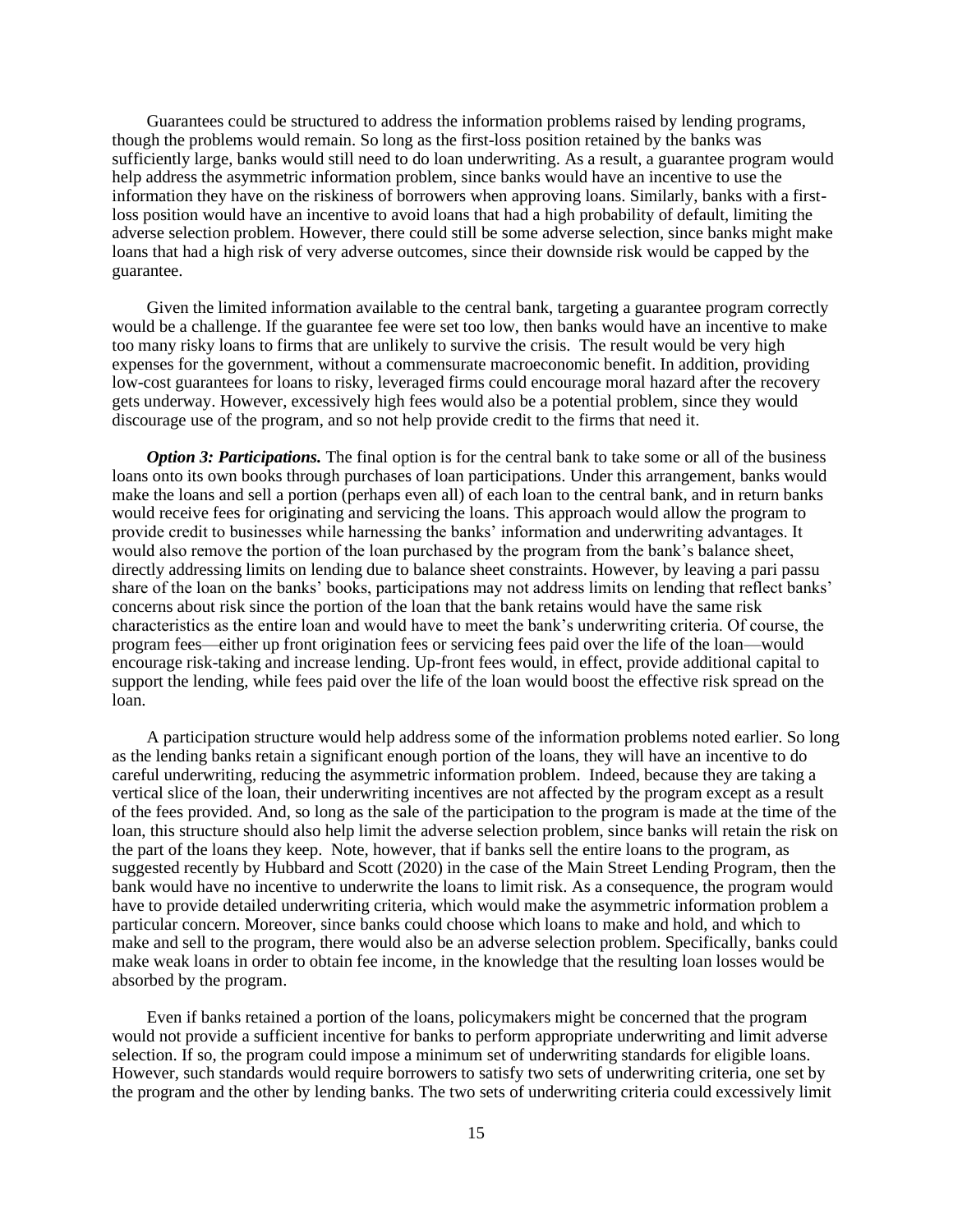Guarantees could be structured to address the information problems raised by lending programs, though the problems would remain. So long as the first-loss position retained by the banks was sufficiently large, banks would still need to do loan underwriting. As a result, a guarantee program would help address the asymmetric information problem, since banks would have an incentive to use the information they have on the riskiness of borrowers when approving loans. Similarly, banks with a first-loss position would have an incentive to avoid loans that had a high probability of default, limiting the adverse selection problem. However, there could still be some adverse selection, since banks might make loans that had a high risk of very adverse outcomes, since their downside risk would be capped by the guarantee.

Given the limited information available to the central bank, targeting a guarantee program correctly would be a challenge. If the guarantee fee were set too low, then banks would have an incentive to make too many risky loans to firms that are unlikely to survive the crisis. The result would be very high expenses for the government, without a commensurate macroeconomic benefit. In addition, providing low-cost guarantees for loans to risky, leveraged firms could encourage moral hazard after the recovery gets underway. However, excessively high fees would also be a potential problem, since they would discourage use of the program, and so not help provide credit to the firms that need it.

***Option 3: Participations.*** The final option is for the central bank to take some or all of the business loans onto its own books through purchases of loan participations. Under this arrangement, banks would make the loans and sell a portion (perhaps even all) of each loan to the central bank, and in return banks would receive fees for originating and servicing the loans. This approach would allow the program to provide credit to businesses while harnessing the banks' information and underwriting advantages. It would also remove the portion of the loan purchased by the program from the bank's balance sheet, directly addressing limits on lending due to balance sheet constraints. However, by leaving a pari passu share of the loan on the banks' books, participations may not address limits on lending that reflect banks' concerns about risk since the portion of the loan that the bank retains would have the same risk characteristics as the entire loan and would have to meet the bank's underwriting criteria. Of course, the program fees—either up front origination fees or servicing fees paid over the life of the loan—would encourage risk-taking and increase lending. Up-front fees would, in effect, provide additional capital to support the lending, while fees paid over the life of the loan would boost the effective risk spread on the loan.

A participation structure would help address some of the information problems noted earlier. So long as the lending banks retain a significant enough portion of the loans, they will have an incentive to do careful underwriting, reducing the asymmetric information problem. Indeed, because they are taking a vertical slice of the loan, their underwriting incentives are not affected by the program except as a result of the fees provided. And, so long as the sale of the participation to the program is made at the time of the loan, this structure should also help limit the adverse selection problem, since banks will retain the risk on the part of the loans they keep. Note, however, that if banks sell the entire loans to the program, as suggested recently by Hubbard and Scott (2020) in the case of the Main Street Lending Program, then the bank would have no incentive to underwrite the loans to limit risk. As a consequence, the program would have to provide detailed underwriting criteria, which would make the asymmetric information problem a particular concern. Moreover, since banks could choose which loans to make and hold, and which to make and sell to the program, there would also be an adverse selection problem. Specifically, banks could make weak loans in order to obtain fee income, in the knowledge that the resulting loan losses would be absorbed by the program.

Even if banks retained a portion of the loans, policymakers might be concerned that the program would not provide a sufficient incentive for banks to perform appropriate underwriting and limit adverse selection. If so, the program could impose a minimum set of underwriting standards for eligible loans. However, such standards would require borrowers to satisfy two sets of underwriting criteria, one set by the program and the other by lending banks. The two sets of underwriting criteria could excessively limit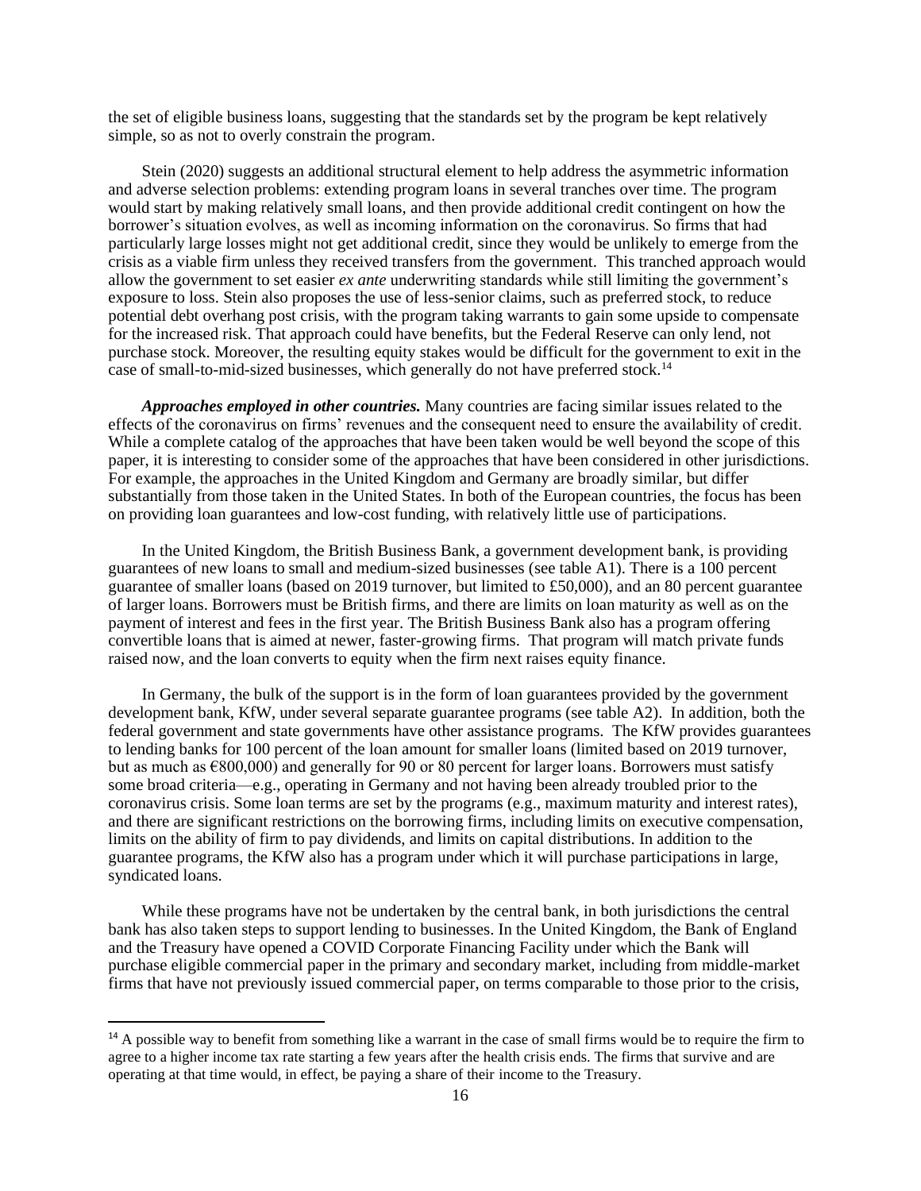the set of eligible business loans, suggesting that the standards set by the program be kept relatively simple, so as not to overly constrain the program.

Stein (2020) suggests an additional structural element to help address the asymmetric information and adverse selection problems: extending program loans in several tranches over time. The program would start by making relatively small loans, and then provide additional credit contingent on how the borrower's situation evolves, as well as incoming information on the coronavirus. So firms that had particularly large losses might not get additional credit, since they would be unlikely to emerge from the crisis as a viable firm unless they received transfers from the government. This tranched approach would allow the government to set easier *ex ante* underwriting standards while still limiting the government's exposure to loss. Stein also proposes the use of less-senior claims, such as preferred stock, to reduce potential debt overhang post crisis, with the program taking warrants to gain some upside to compensate for the increased risk. That approach could have benefits, but the Federal Reserve can only lend, not purchase stock. Moreover, the resulting equity stakes would be difficult for the government to exit in the case of small-to-mid-sized businesses, which generally do not have preferred stock.[14]

***Approaches employed in other countries.*** Many countries are facing similar issues related to the effects of the coronavirus on firms' revenues and the consequent need to ensure the availability of credit. While a complete catalog of the approaches that have been taken would be well beyond the scope of this paper, it is interesting to consider some of the approaches that have been considered in other jurisdictions. For example, the approaches in the United Kingdom and Germany are broadly similar, but differ substantially from those taken in the United States. In both of the European countries, the focus has been on providing loan guarantees and low-cost funding, with relatively little use of participations.

In the United Kingdom, the British Business Bank, a government development bank, is providing guarantees of new loans to small and medium-sized businesses (see table A1). There is a 100 percent guarantee of smaller loans (based on 2019 turnover, but limited to £50,000), and an 80 percent guarantee of larger loans. Borrowers must be British firms, and there are limits on loan maturity as well as on the payment of interest and fees in the first year. The British Business Bank also has a program offering convertible loans that is aimed at newer, faster-growing firms. That program will match private funds raised now, and the loan converts to equity when the firm next raises equity finance.

In Germany, the bulk of the support is in the form of loan guarantees provided by the government development bank, KfW, under several separate guarantee programs (see table A2). In addition, both the federal government and state governments have other assistance programs. The KfW provides guarantees to lending banks for 100 percent of the loan amount for smaller loans (limited based on 2019 turnover, but as much as €800,000) and generally for 90 or 80 percent for larger loans. Borrowers must satisfy some broad criteria—e.g., operating in Germany and not having been already troubled prior to the coronavirus crisis. Some loan terms are set by the programs (e.g., maximum maturity and interest rates), and there are significant restrictions on the borrowing firms, including limits on executive compensation, limits on the ability of firm to pay dividends, and limits on capital distributions. In addition to the guarantee programs, the KfW also has a program under which it will purchase participations in large, syndicated loans.

While these programs have not be undertaken by the central bank, in both jurisdictions the central bank has also taken steps to support lending to businesses. In the United Kingdom, the Bank of England and the Treasury have opened a COVID Corporate Financing Facility under which the Bank will purchase eligible commercial paper in the primary and secondary market, including from middle-market firms that have not previously issued commercial paper, on terms comparable to those prior to the crisis,

[14] A possible way to benefit from something like a warrant in the case of small firms would be to require the firm to agree to a higher income tax rate starting a few years after the health crisis ends. The firms that survive and are operating at that time would, in effect, be paying a share of their income to the Treasury.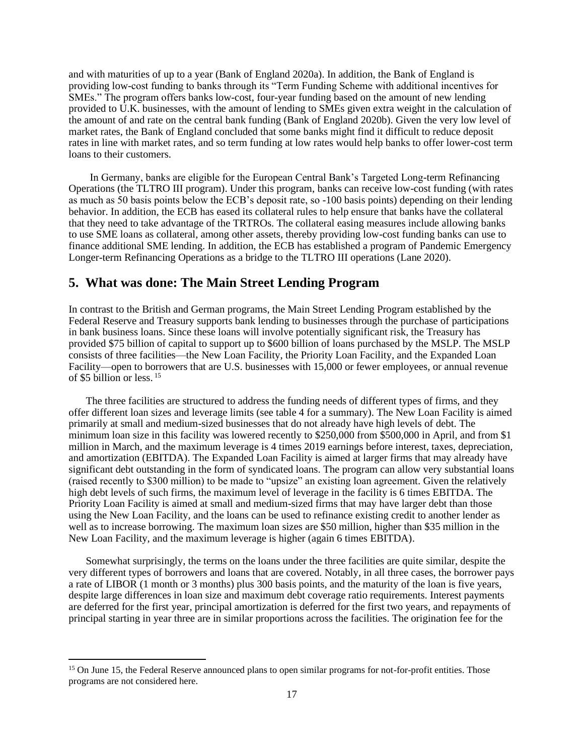and with maturities of up to a year (Bank of England 2020a). In addition, the Bank of England is providing low-cost funding to banks through its "Term Funding Scheme with additional incentives for SMEs." The program offers banks low-cost, four-year funding based on the amount of new lending provided to U.K. businesses, with the amount of lending to SMEs given extra weight in the calculation of the amount of and rate on the central bank funding (Bank of England 2020b). Given the very low level of market rates, the Bank of England concluded that some banks might find it difficult to reduce deposit rates in line with market rates, and so term funding at low rates would help banks to offer lower-cost term loans to their customers.

In Germany, banks are eligible for the European Central Bank's Targeted Long-term Refinancing Operations (the TLTRO III program). Under this program, banks can receive low-cost funding (with rates as much as 50 basis points below the ECB's deposit rate, so -100 basis points) depending on their lending behavior. In addition, the ECB has eased its collateral rules to help ensure that banks have the collateral that they need to take advantage of the TRTROs. The collateral easing measures include allowing banks to use SME loans as collateral, among other assets, thereby providing low-cost funding banks can use to finance additional SME lending. In addition, the ECB has established a program of Pandemic Emergency Longer-term Refinancing Operations as a bridge to the TLTRO III operations (Lane 2020).

## 5. What was done: The Main Street Lending Program

In contrast to the British and German programs, the Main Street Lending Program established by the Federal Reserve and Treasury supports bank lending to businesses through the purchase of participations in bank business loans. Since these loans will involve potentially significant risk, the Treasury has provided $75 billion of capital to support up to $600 billion of loans purchased by the MSLP. The MSLP consists of three facilities—the New Loan Facility, the Priority Loan Facility, and the Expanded Loan Facility—open to borrowers that are U.S. businesses with 15,000 or fewer employees, or annual revenue of $5 billion or less. [15]

The three facilities are structured to address the funding needs of different types of firms, and they offer different loan sizes and leverage limits (see table 4 for a summary). The New Loan Facility is aimed primarily at small and medium-sized businesses that do not already have high levels of debt. The minimum loan size in this facility was lowered recently to $250,000 from $500,000 in April, and from $1 million in March, and the maximum leverage is 4 times 2019 earnings before interest, taxes, depreciation, and amortization (EBITDA). The Expanded Loan Facility is aimed at larger firms that may already have significant debt outstanding in the form of syndicated loans. The program can allow very substantial loans (raised recently to $300 million) to be made to "upsize" an existing loan agreement. Given the relatively high debt levels of such firms, the maximum level of leverage in the facility is 6 times EBITDA. The Priority Loan Facility is aimed at small and medium-sized firms that may have larger debt than those using the New Loan Facility, and the loans can be used to refinance existing credit to another lender as well as to increase borrowing. The maximum loan sizes are $50 million, higher than $35 million in the New Loan Facility, and the maximum leverage is higher (again 6 times EBITDA).

Somewhat surprisingly, the terms on the loans under the three facilities are quite similar, despite the very different types of borrowers and loans that are covered. Notably, in all three cases, the borrower pays a rate of LIBOR (1 month or 3 months) plus 300 basis points, and the maturity of the loan is five years, despite large differences in loan size and maximum debt coverage ratio requirements. Interest payments are deferred for the first year, principal amortization is deferred for the first two years, and repayments of principal starting in year three are in similar proportions across the facilities. The origination fee for the

[15] On June 15, the Federal Reserve announced plans to open similar programs for not-for-profit entities. Those programs are not considered here.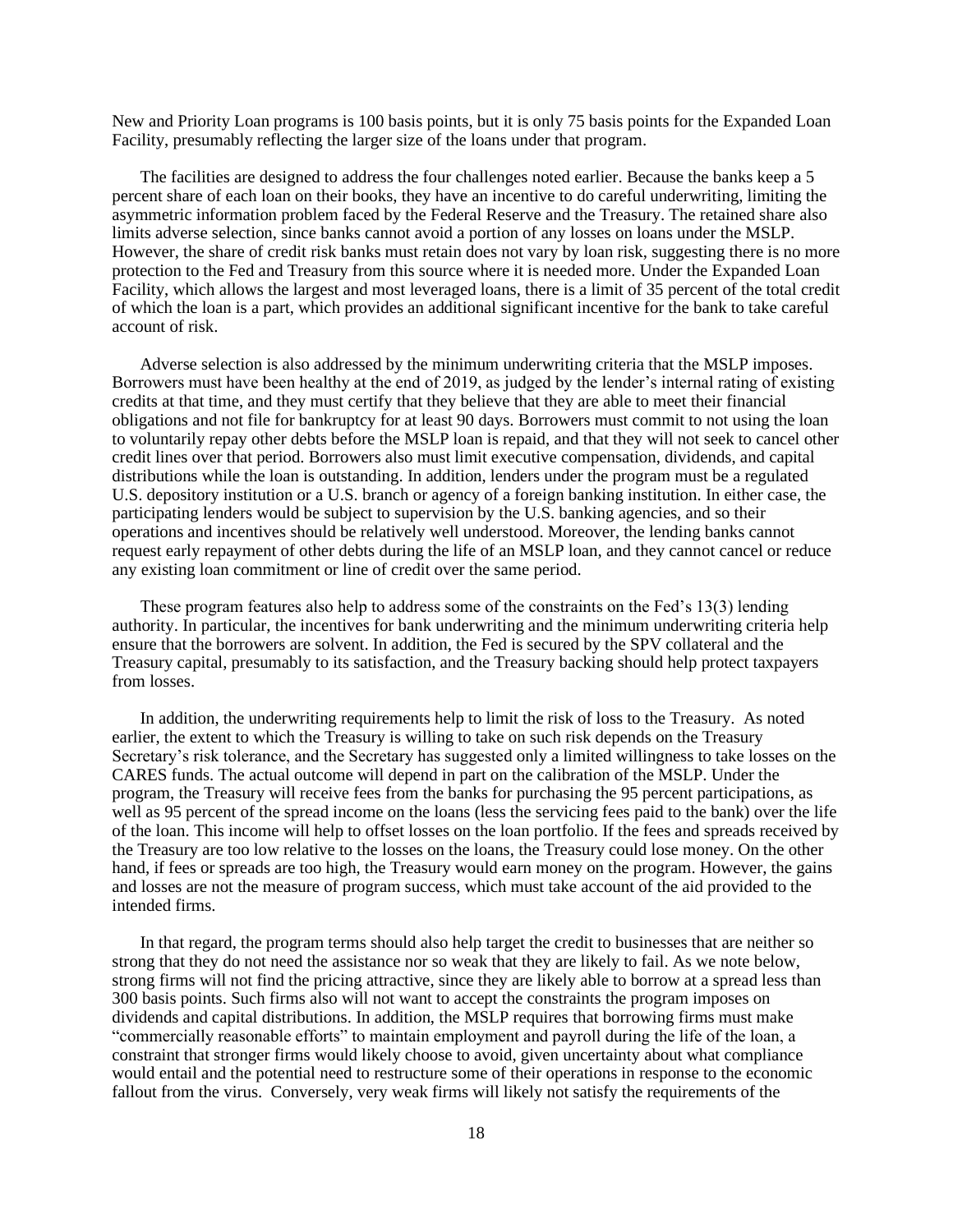New and Priority Loan programs is 100 basis points, but it is only 75 basis points for the Expanded Loan Facility, presumably reflecting the larger size of the loans under that program.

The facilities are designed to address the four challenges noted earlier. Because the banks keep a 5 percent share of each loan on their books, they have an incentive to do careful underwriting, limiting the asymmetric information problem faced by the Federal Reserve and the Treasury. The retained share also limits adverse selection, since banks cannot avoid a portion of any losses on loans under the MSLP. However, the share of credit risk banks must retain does not vary by loan risk, suggesting there is no more protection to the Fed and Treasury from this source where it is needed more. Under the Expanded Loan Facility, which allows the largest and most leveraged loans, there is a limit of 35 percent of the total credit of which the loan is a part, which provides an additional significant incentive for the bank to take careful account of risk.

Adverse selection is also addressed by the minimum underwriting criteria that the MSLP imposes. Borrowers must have been healthy at the end of 2019, as judged by the lender's internal rating of existing credits at that time, and they must certify that they believe that they are able to meet their financial obligations and not file for bankruptcy for at least 90 days. Borrowers must commit to not using the loan to voluntarily repay other debts before the MSLP loan is repaid, and that they will not seek to cancel other credit lines over that period. Borrowers also must limit executive compensation, dividends, and capital distributions while the loan is outstanding. In addition, lenders under the program must be a regulated U.S. depository institution or a U.S. branch or agency of a foreign banking institution. In either case, the participating lenders would be subject to supervision by the U.S. banking agencies, and so their operations and incentives should be relatively well understood. Moreover, the lending banks cannot request early repayment of other debts during the life of an MSLP loan, and they cannot cancel or reduce any existing loan commitment or line of credit over the same period.

These program features also help to address some of the constraints on the Fed's 13(3) lending authority. In particular, the incentives for bank underwriting and the minimum underwriting criteria help ensure that the borrowers are solvent. In addition, the Fed is secured by the SPV collateral and the Treasury capital, presumably to its satisfaction, and the Treasury backing should help protect taxpayers from losses.

In addition, the underwriting requirements help to limit the risk of loss to the Treasury. As noted earlier, the extent to which the Treasury is willing to take on such risk depends on the Treasury Secretary's risk tolerance, and the Secretary has suggested only a limited willingness to take losses on the CARES funds. The actual outcome will depend in part on the calibration of the MSLP. Under the program, the Treasury will receive fees from the banks for purchasing the 95 percent participations, as well as 95 percent of the spread income on the loans (less the servicing fees paid to the bank) over the life of the loan. This income will help to offset losses on the loan portfolio. If the fees and spreads received by the Treasury are too low relative to the losses on the loans, the Treasury could lose money. On the other hand, if fees or spreads are too high, the Treasury would earn money on the program. However, the gains and losses are not the measure of program success, which must take account of the aid provided to the intended firms.

In that regard, the program terms should also help target the credit to businesses that are neither so strong that they do not need the assistance nor so weak that they are likely to fail. As we note below, strong firms will not find the pricing attractive, since they are likely able to borrow at a spread less than 300 basis points. Such firms also will not want to accept the constraints the program imposes on dividends and capital distributions. In addition, the MSLP requires that borrowing firms must make "commercially reasonable efforts" to maintain employment and payroll during the life of the loan, a constraint that stronger firms would likely choose to avoid, given uncertainty about what compliance would entail and the potential need to restructure some of their operations in response to the economic fallout from the virus. Conversely, very weak firms will likely not satisfy the requirements of the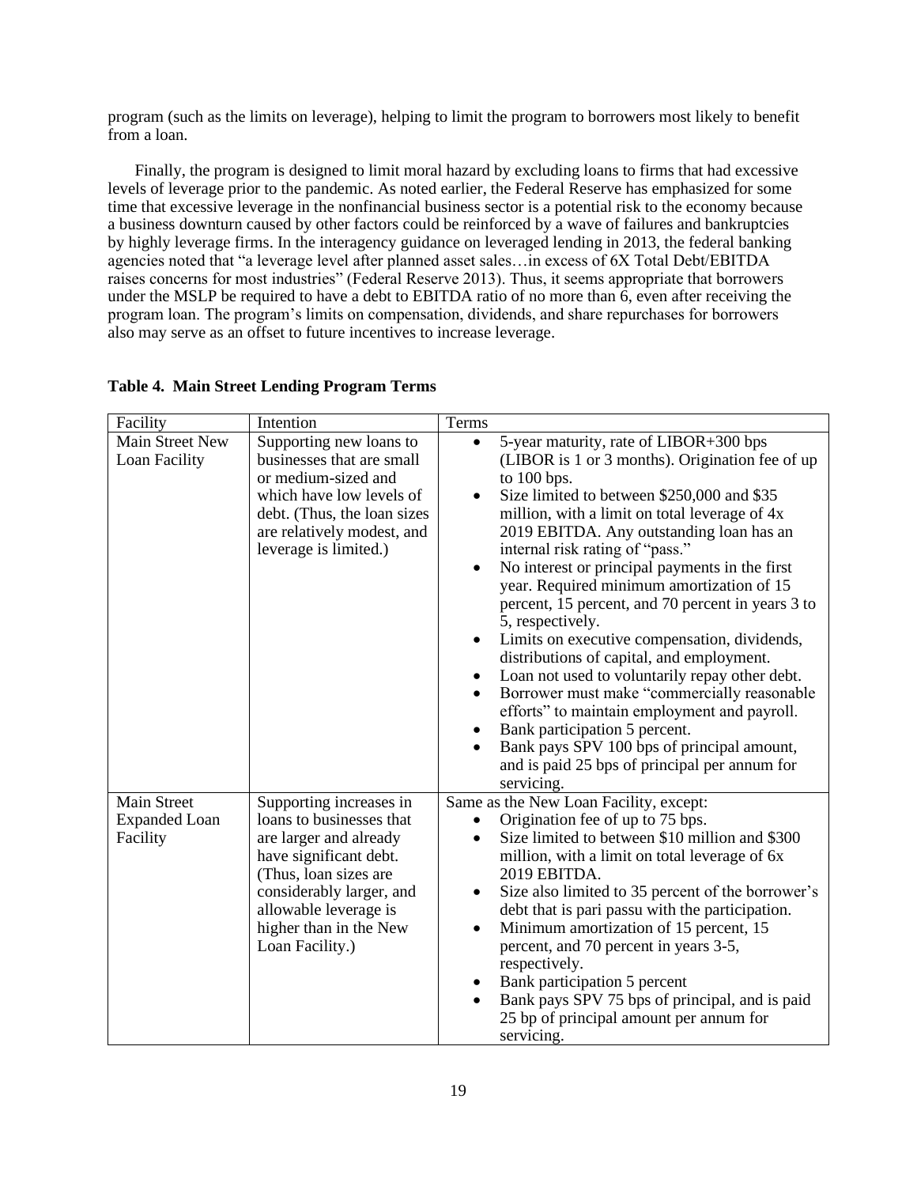program (such as the limits on leverage), helping to limit the program to borrowers most likely to benefit from a loan.

Finally, the program is designed to limit moral hazard by excluding loans to firms that had excessive levels of leverage prior to the pandemic. As noted earlier, the Federal Reserve has emphasized for some time that excessive leverage in the nonfinancial business sector is a potential risk to the economy because a business downturn caused by other factors could be reinforced by a wave of failures and bankruptcies by highly leverage firms. In the interagency guidance on leveraged lending in 2013, the federal banking agencies noted that "a leverage level after planned asset sales…in excess of 6X Total Debt/EBITDA raises concerns for most industries" (Federal Reserve 2013). Thus, it seems appropriate that borrowers under the MSLP be required to have a debt to EBITDA ratio of no more than 6, even after receiving the program loan. The program's limits on compensation, dividends, and share repurchases for borrowers also may serve as an offset to future incentives to increase leverage.

**Table 4. Main Street Lending Program Terms**

| Facility | Intention | Terms |
|---|---|---|
| Main Street New Loan Facility | Supporting new loans to businesses that are small or medium-sized and which have low levels of debt. (Thus, the loan sizes are relatively modest, and leverage is limited.) | • 5-year maturity, rate of LIBOR+300 bps (LIBOR is 1 or 3 months). Origination fee of up to 100 bps.<br>• Size limited to between \$250,000 and \$35 million, with a limit on total leverage of 4x 2019 EBITDA. Any outstanding loan has an internal risk rating of "pass."<br>• No interest or principal payments in the first year. Required minimum amortization of 15 percent, 15 percent, and 70 percent in years 3 to 5, respectively.<br>• Limits on executive compensation, dividends, distributions of capital, and employment.<br>• Loan not used to voluntarily repay other debt.<br>• Borrower must make "commercially reasonable efforts" to maintain employment and payroll.<br>• Bank participation 5 percent.<br>• Bank pays SPV 100 bps of principal amount, and is paid 25 bps of principal per annum for servicing. |
| Main Street Expanded Loan Facility | Supporting increases in loans to businesses that are larger and already have significant debt. (Thus, loan sizes are considerably larger, and allowable leverage is higher than in the New Loan Facility.) | Same as the New Loan Facility, except:<br>• Origination fee of up to 75 bps.<br>• Size limited to between \$10 million and \$300 million, with a limit on total leverage of 6x 2019 EBITDA.<br>• Size also limited to 35 percent of the borrower's debt that is pari passu with the participation.<br>• Minimum amortization of 15 percent, 15 percent, and 70 percent in years 3-5, respectively.<br>• Bank participation 5 percent<br>• Bank pays SPV 75 bps of principal, and is paid 25 bp of principal amount per annum for servicing. |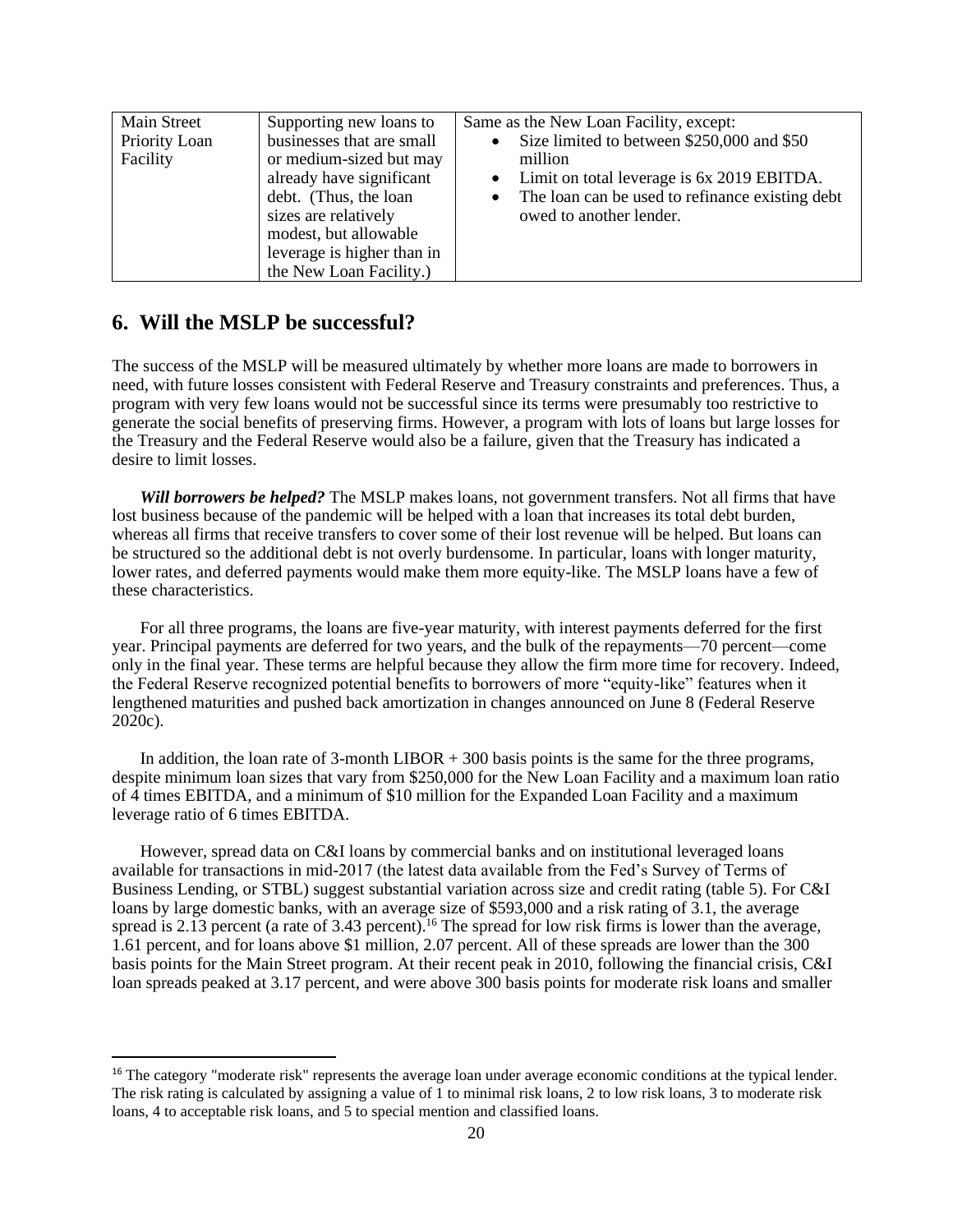| | | |
|---|---|---|
| Main Street Priority Loan Facility | Supporting new loans to businesses that are small or medium-sized but may already have significant debt. (Thus, the loan sizes are relatively modest, but allowable leverage is higher than in the New Loan Facility.) | Same as the New Loan Facility, except:<br>• Size limited to between \$250,000 and \$50 million<br>• Limit on total leverage is 6x 2019 EBITDA.<br>• The loan can be used to refinance existing debt owed to another lender. |

## 6. Will the MSLP be successful?

The success of the MSLP will be measured ultimately by whether more loans are made to borrowers in need, with future losses consistent with Federal Reserve and Treasury constraints and preferences. Thus, a program with very few loans would not be successful since its terms were presumably too restrictive to generate the social benefits of preserving firms. However, a program with lots of loans but large losses for the Treasury and the Federal Reserve would also be a failure, given that the Treasury has indicated a desire to limit losses.

***Will borrowers be helped?*** The MSLP makes loans, not government transfers. Not all firms that have lost business because of the pandemic will be helped with a loan that increases its total debt burden, whereas all firms that receive transfers to cover some of their lost revenue will be helped. But loans can be structured so the additional debt is not overly burdensome. In particular, loans with longer maturity, lower rates, and deferred payments would make them more equity-like. The MSLP loans have a few of these characteristics.

For all three programs, the loans are five-year maturity, with interest payments deferred for the first year. Principal payments are deferred for two years, and the bulk of the repayments—70 percent—come only in the final year. These terms are helpful because they allow the firm more time for recovery. Indeed, the Federal Reserve recognized potential benefits to borrowers of more "equity-like" features when it lengthened maturities and pushed back amortization in changes announced on June 8 (Federal Reserve 2020c).

In addition, the loan rate of 3-month LIBOR + 300 basis points is the same for the three programs, despite minimum loan sizes that vary from \$250,000 for the New Loan Facility and a maximum loan ratio of 4 times EBITDA, and a minimum of \$10 million for the Expanded Loan Facility and a maximum leverage ratio of 6 times EBITDA.

However, spread data on C&I loans by commercial banks and on institutional leveraged loans available for transactions in mid-2017 (the latest data available from the Fed's Survey of Terms of Business Lending, or STBL) suggest substantial variation across size and credit rating (table 5). For C&I loans by large domestic banks, with an average size of \$593,000 and a risk rating of 3.1, the average spread is 2.13 percent (a rate of 3.43 percent).[16] The spread for low risk firms is lower than the average, 1.61 percent, and for loans above \$1 million, 2.07 percent. All of these spreads are lower than the 300 basis points for the Main Street program. At their recent peak in 2010, following the financial crisis, C&I loan spreads peaked at 3.17 percent, and were above 300 basis points for moderate risk loans and smaller

[16] The category "moderate risk" represents the average loan under average economic conditions at the typical lender. The risk rating is calculated by assigning a value of 1 to minimal risk loans, 2 to low risk loans, 3 to moderate risk loans, 4 to acceptable risk loans, and 5 to special mention and classified loans.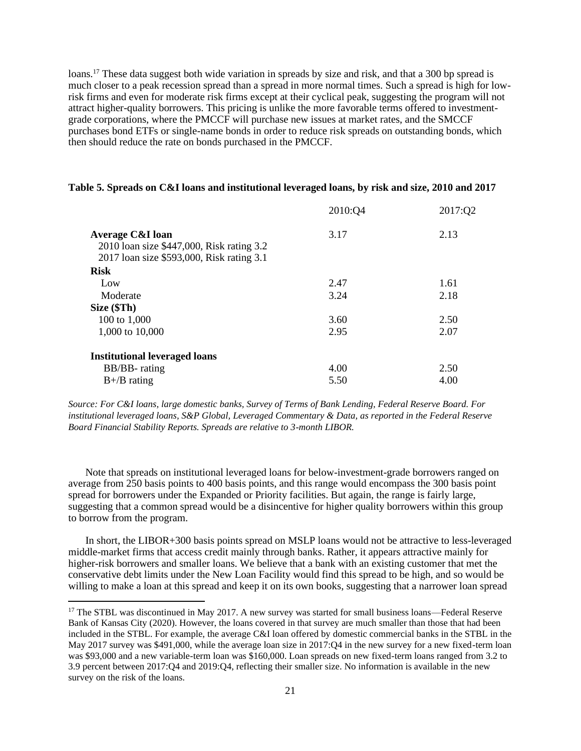loans.[17] These data suggest both wide variation in spreads by size and risk, and that a 300 bp spread is much closer to a peak recession spread than a spread in more normal times. Such a spread is high for low-risk firms and even for moderate risk firms except at their cyclical peak, suggesting the program will not attract higher-quality borrowers. This pricing is unlike the more favorable terms offered to investment-grade corporations, where the PMCCF will purchase new issues at market rates, and the SMCCF purchases bond ETFs or single-name bonds in order to reduce risk spreads on outstanding bonds, which then should reduce the rate on bonds purchased in the PMCCF.

**Table 5. Spreads on C&I loans and institutional leveraged loans, by risk and size, 2010 and 2017**

| | 2010:Q4 | 2017:Q2 |
|---|---|---|
| **Average C&I loan** | 3.17 | 2.13 |
| 2010 loan size \$447,000, Risk rating 3.2 | | |
| 2017 loan size \$593,000, Risk rating 3.1 | | |
| **Risk** | | |
| Low | 2.47 | 1.61 |
| Moderate | 3.24 | 2.18 |
| **Size (\$Th)** | | |
| 100 to 1,000 | 3.60 | 2.50 |
| 1,000 to 10,000 | 2.95 | 2.07 |
| **Institutional leveraged loans** | | |
| BB/BB- rating | 4.00 | 2.50 |
| B+/B rating | 5.50 | 4.00 |

*Source: For C&I loans, large domestic banks, Survey of Terms of Bank Lending, Federal Reserve Board. For institutional leveraged loans, S&P Global, Leveraged Commentary & Data, as reported in the Federal Reserve Board Financial Stability Reports. Spreads are relative to 3-month LIBOR.*

Note that spreads on institutional leveraged loans for below-investment-grade borrowers ranged on average from 250 basis points to 400 basis points, and this range would encompass the 300 basis point spread for borrowers under the Expanded or Priority facilities. But again, the range is fairly large, suggesting that a common spread would be a disincentive for higher quality borrowers within this group to borrow from the program.

In short, the LIBOR+300 basis points spread on MSLP loans would not be attractive to less-leveraged middle-market firms that access credit mainly through banks. Rather, it appears attractive mainly for higher-risk borrowers and smaller loans. We believe that a bank with an existing customer that met the conservative debt limits under the New Loan Facility would find this spread to be high, and so would be willing to make a loan at this spread and keep it on its own books, suggesting that a narrower loan spread

[17] The STBL was discontinued in May 2017. A new survey was started for small business loans—Federal Reserve Bank of Kansas City (2020). However, the loans covered in that survey are much smaller than those that had been included in the STBL. For example, the average C&I loan offered by domestic commercial banks in the STBL in the May 2017 survey was \$491,000, while the average loan size in 2017:Q4 in the new survey for a new fixed-term loan was \$93,000 and a new variable-term loan was \$160,000. Loan spreads on new fixed-term loans ranged from 3.2 to 3.9 percent between 2017:Q4 and 2019:Q4, reflecting their smaller size. No information is available in the new survey on the risk of the loans.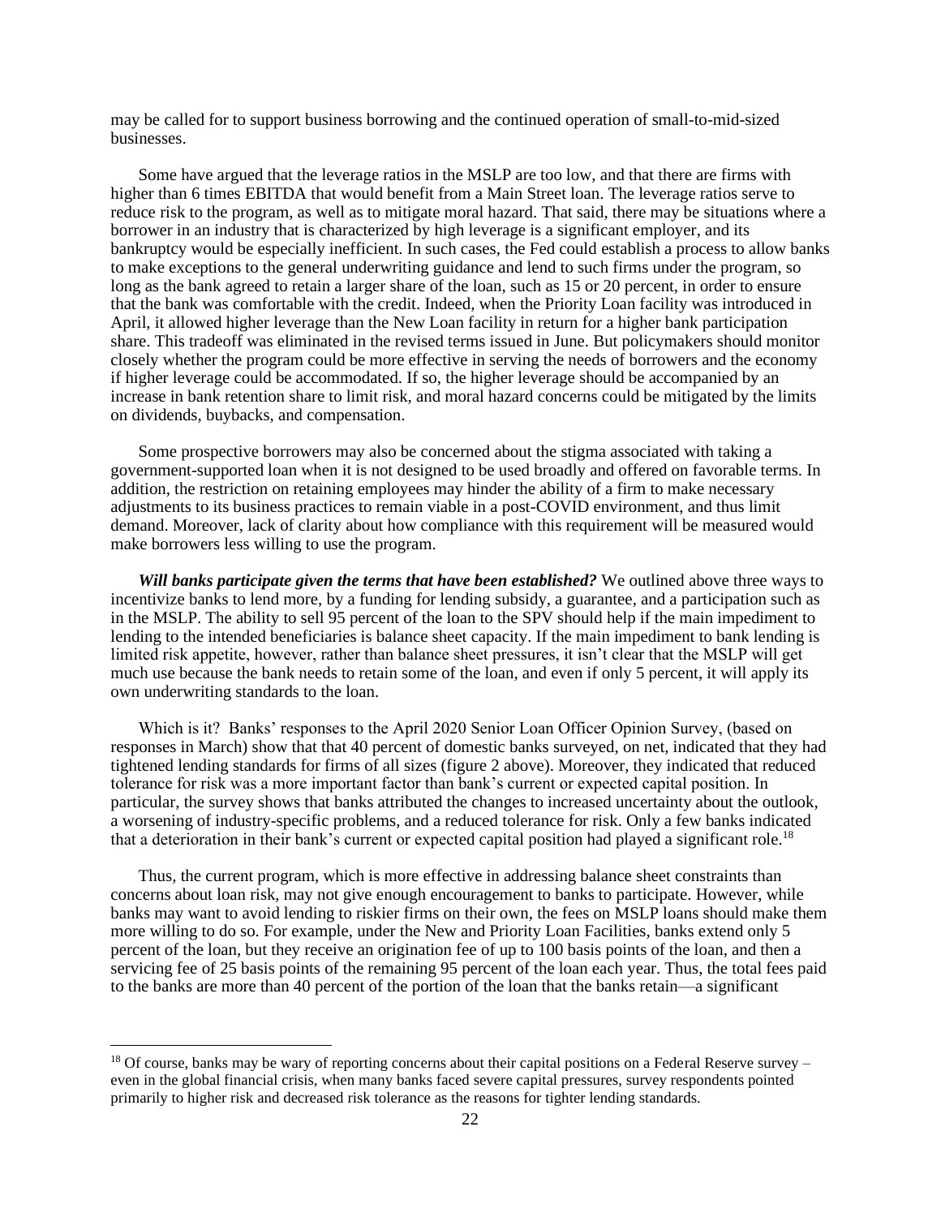may be called for to support business borrowing and the continued operation of small-to-mid-sized businesses.

Some have argued that the leverage ratios in the MSLP are too low, and that there are firms with higher than 6 times EBITDA that would benefit from a Main Street loan. The leverage ratios serve to reduce risk to the program, as well as to mitigate moral hazard. That said, there may be situations where a borrower in an industry that is characterized by high leverage is a significant employer, and its bankruptcy would be especially inefficient. In such cases, the Fed could establish a process to allow banks to make exceptions to the general underwriting guidance and lend to such firms under the program, so long as the bank agreed to retain a larger share of the loan, such as 15 or 20 percent, in order to ensure that the bank was comfortable with the credit. Indeed, when the Priority Loan facility was introduced in April, it allowed higher leverage than the New Loan facility in return for a higher bank participation share. This tradeoff was eliminated in the revised terms issued in June. But policymakers should monitor closely whether the program could be more effective in serving the needs of borrowers and the economy if higher leverage could be accommodated. If so, the higher leverage should be accompanied by an increase in bank retention share to limit risk, and moral hazard concerns could be mitigated by the limits on dividends, buybacks, and compensation.

Some prospective borrowers may also be concerned about the stigma associated with taking a government-supported loan when it is not designed to be used broadly and offered on favorable terms. In addition, the restriction on retaining employees may hinder the ability of a firm to make necessary adjustments to its business practices to remain viable in a post-COVID environment, and thus limit demand. Moreover, lack of clarity about how compliance with this requirement will be measured would make borrowers less willing to use the program.

***Will banks participate given the terms that have been established?*** We outlined above three ways to incentivize banks to lend more, by a funding for lending subsidy, a guarantee, and a participation such as in the MSLP. The ability to sell 95 percent of the loan to the SPV should help if the main impediment to lending to the intended beneficiaries is balance sheet capacity. If the main impediment to bank lending is limited risk appetite, however, rather than balance sheet pressures, it isn't clear that the MSLP will get much use because the bank needs to retain some of the loan, and even if only 5 percent, it will apply its own underwriting standards to the loan.

Which is it? Banks' responses to the April 2020 Senior Loan Officer Opinion Survey, (based on responses in March) show that that 40 percent of domestic banks surveyed, on net, indicated that they had tightened lending standards for firms of all sizes (figure 2 above). Moreover, they indicated that reduced tolerance for risk was a more important factor than bank's current or expected capital position. In particular, the survey shows that banks attributed the changes to increased uncertainty about the outlook, a worsening of industry-specific problems, and a reduced tolerance for risk. Only a few banks indicated that a deterioration in their bank's current or expected capital position had played a significant role.[18]

Thus, the current program, which is more effective in addressing balance sheet constraints than concerns about loan risk, may not give enough encouragement to banks to participate. However, while banks may want to avoid lending to riskier firms on their own, the fees on MSLP loans should make them more willing to do so. For example, under the New and Priority Loan Facilities, banks extend only 5 percent of the loan, but they receive an origination fee of up to 100 basis points of the loan, and then a servicing fee of 25 basis points of the remaining 95 percent of the loan each year. Thus, the total fees paid to the banks are more than 40 percent of the portion of the loan that the banks retain—a significant

---

[18] Of course, banks may be wary of reporting concerns about their capital positions on a Federal Reserve survey – even in the global financial crisis, when many banks faced severe capital pressures, survey respondents pointed primarily to higher risk and decreased risk tolerance as the reasons for tighter lending standards.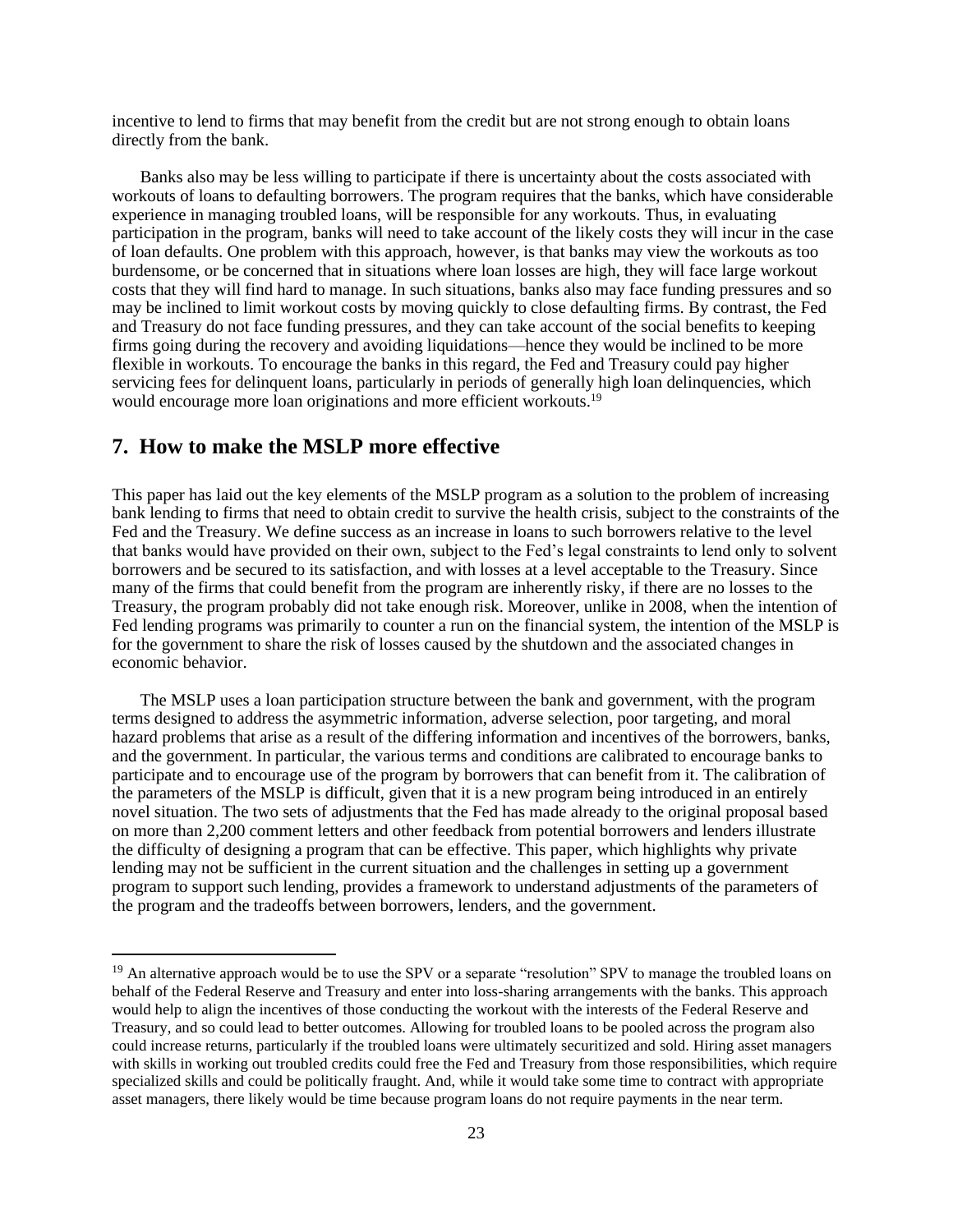incentive to lend to firms that may benefit from the credit but are not strong enough to obtain loans directly from the bank.

Banks also may be less willing to participate if there is uncertainty about the costs associated with workouts of loans to defaulting borrowers. The program requires that the banks, which have considerable experience in managing troubled loans, will be responsible for any workouts. Thus, in evaluating participation in the program, banks will need to take account of the likely costs they will incur in the case of loan defaults. One problem with this approach, however, is that banks may view the workouts as too burdensome, or be concerned that in situations where loan losses are high, they will face large workout costs that they will find hard to manage. In such situations, banks also may face funding pressures and so may be inclined to limit workout costs by moving quickly to close defaulting firms. By contrast, the Fed and Treasury do not face funding pressures, and they can take account of the social benefits to keeping firms going during the recovery and avoiding liquidations—hence they would be inclined to be more flexible in workouts. To encourage the banks in this regard, the Fed and Treasury could pay higher servicing fees for delinquent loans, particularly in periods of generally high loan delinquencies, which would encourage more loan originations and more efficient workouts.[19]

## 7. How to make the MSLP more effective

This paper has laid out the key elements of the MSLP program as a solution to the problem of increasing bank lending to firms that need to obtain credit to survive the health crisis, subject to the constraints of the Fed and the Treasury. We define success as an increase in loans to such borrowers relative to the level that banks would have provided on their own, subject to the Fed's legal constraints to lend only to solvent borrowers and be secured to its satisfaction, and with losses at a level acceptable to the Treasury. Since many of the firms that could benefit from the program are inherently risky, if there are no losses to the Treasury, the program probably did not take enough risk. Moreover, unlike in 2008, when the intention of Fed lending programs was primarily to counter a run on the financial system, the intention of the MSLP is for the government to share the risk of losses caused by the shutdown and the associated changes in economic behavior.

The MSLP uses a loan participation structure between the bank and government, with the program terms designed to address the asymmetric information, adverse selection, poor targeting, and moral hazard problems that arise as a result of the differing information and incentives of the borrowers, banks, and the government. In particular, the various terms and conditions are calibrated to encourage banks to participate and to encourage use of the program by borrowers that can benefit from it. The calibration of the parameters of the MSLP is difficult, given that it is a new program being introduced in an entirely novel situation. The two sets of adjustments that the Fed has made already to the original proposal based on more than 2,200 comment letters and other feedback from potential borrowers and lenders illustrate the difficulty of designing a program that can be effective. This paper, which highlights why private lending may not be sufficient in the current situation and the challenges in setting up a government program to support such lending, provides a framework to understand adjustments of the parameters of the program and the tradeoffs between borrowers, lenders, and the government.

[19] An alternative approach would be to use the SPV or a separate "resolution" SPV to manage the troubled loans on behalf of the Federal Reserve and Treasury and enter into loss-sharing arrangements with the banks. This approach would help to align the incentives of those conducting the workout with the interests of the Federal Reserve and Treasury, and so could lead to better outcomes. Allowing for troubled loans to be pooled across the program also could increase returns, particularly if the troubled loans were ultimately securitized and sold. Hiring asset managers with skills in working out troubled credits could free the Fed and Treasury from those responsibilities, which require specialized skills and could be politically fraught. And, while it would take some time to contract with appropriate asset managers, there likely would be time because program loans do not require payments in the near term.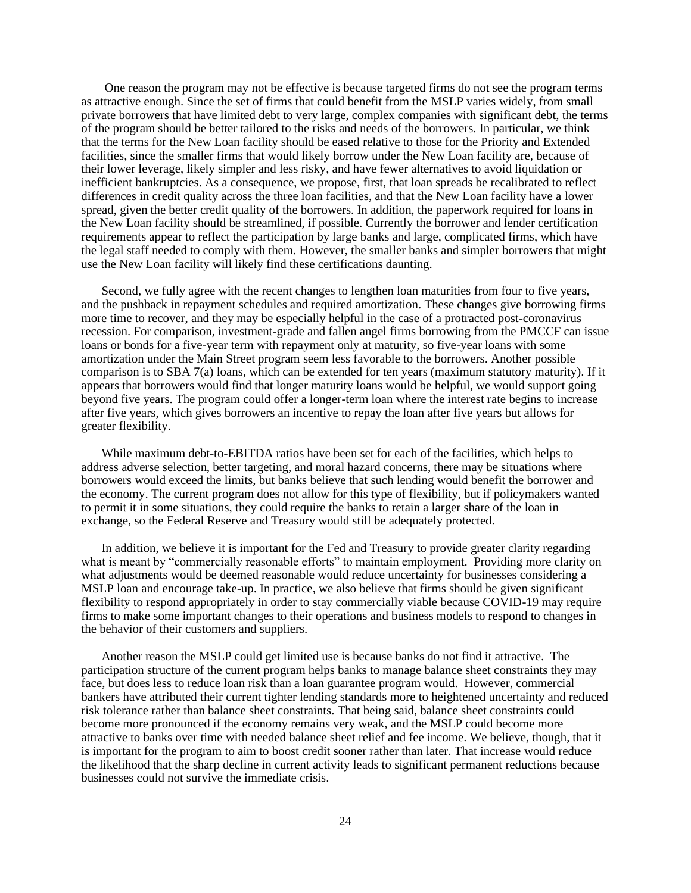One reason the program may not be effective is because targeted firms do not see the program terms as attractive enough. Since the set of firms that could benefit from the MSLP varies widely, from small private borrowers that have limited debt to very large, complex companies with significant debt, the terms of the program should be better tailored to the risks and needs of the borrowers. In particular, we think that the terms for the New Loan facility should be eased relative to those for the Priority and Extended facilities, since the smaller firms that would likely borrow under the New Loan facility are, because of their lower leverage, likely simpler and less risky, and have fewer alternatives to avoid liquidation or inefficient bankruptcies. As a consequence, we propose, first, that loan spreads be recalibrated to reflect differences in credit quality across the three loan facilities, and that the New Loan facility have a lower spread, given the better credit quality of the borrowers. In addition, the paperwork required for loans in the New Loan facility should be streamlined, if possible. Currently the borrower and lender certification requirements appear to reflect the participation by large banks and large, complicated firms, which have the legal staff needed to comply with them. However, the smaller banks and simpler borrowers that might use the New Loan facility will likely find these certifications daunting.

Second, we fully agree with the recent changes to lengthen loan maturities from four to five years, and the pushback in repayment schedules and required amortization. These changes give borrowing firms more time to recover, and they may be especially helpful in the case of a protracted post-coronavirus recession. For comparison, investment-grade and fallen angel firms borrowing from the PMCCF can issue loans or bonds for a five-year term with repayment only at maturity, so five-year loans with some amortization under the Main Street program seem less favorable to the borrowers. Another possible comparison is to SBA 7(a) loans, which can be extended for ten years (maximum statutory maturity). If it appears that borrowers would find that longer maturity loans would be helpful, we would support going beyond five years. The program could offer a longer-term loan where the interest rate begins to increase after five years, which gives borrowers an incentive to repay the loan after five years but allows for greater flexibility.

While maximum debt-to-EBITDA ratios have been set for each of the facilities, which helps to address adverse selection, better targeting, and moral hazard concerns, there may be situations where borrowers would exceed the limits, but banks believe that such lending would benefit the borrower and the economy. The current program does not allow for this type of flexibility, but if policymakers wanted to permit it in some situations, they could require the banks to retain a larger share of the loan in exchange, so the Federal Reserve and Treasury would still be adequately protected.

In addition, we believe it is important for the Fed and Treasury to provide greater clarity regarding what is meant by "commercially reasonable efforts" to maintain employment. Providing more clarity on what adjustments would be deemed reasonable would reduce uncertainty for businesses considering a MSLP loan and encourage take-up. In practice, we also believe that firms should be given significant flexibility to respond appropriately in order to stay commercially viable because COVID-19 may require firms to make some important changes to their operations and business models to respond to changes in the behavior of their customers and suppliers.

Another reason the MSLP could get limited use is because banks do not find it attractive. The participation structure of the current program helps banks to manage balance sheet constraints they may face, but does less to reduce loan risk than a loan guarantee program would. However, commercial bankers have attributed their current tighter lending standards more to heightened uncertainty and reduced risk tolerance rather than balance sheet constraints. That being said, balance sheet constraints could become more pronounced if the economy remains very weak, and the MSLP could become more attractive to banks over time with needed balance sheet relief and fee income. We believe, though, that it is important for the program to aim to boost credit sooner rather than later. That increase would reduce the likelihood that the sharp decline in current activity leads to significant permanent reductions because businesses could not survive the immediate crisis.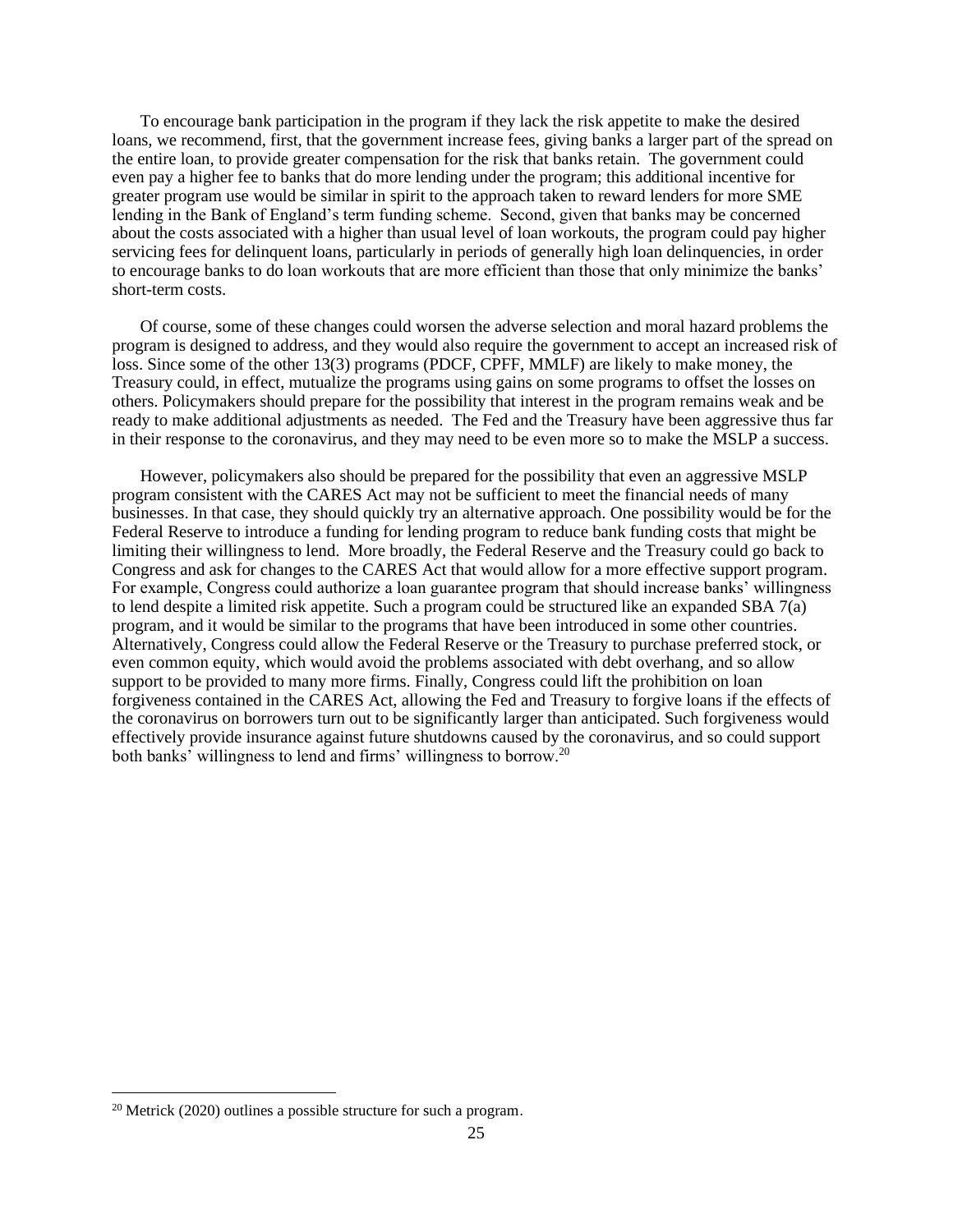To encourage bank participation in the program if they lack the risk appetite to make the desired loans, we recommend, first, that the government increase fees, giving banks a larger part of the spread on the entire loan, to provide greater compensation for the risk that banks retain. The government could even pay a higher fee to banks that do more lending under the program; this additional incentive for greater program use would be similar in spirit to the approach taken to reward lenders for more SME lending in the Bank of England's term funding scheme. Second, given that banks may be concerned about the costs associated with a higher than usual level of loan workouts, the program could pay higher servicing fees for delinquent loans, particularly in periods of generally high loan delinquencies, in order to encourage banks to do loan workouts that are more efficient than those that only minimize the banks' short-term costs.

Of course, some of these changes could worsen the adverse selection and moral hazard problems the program is designed to address, and they would also require the government to accept an increased risk of loss. Since some of the other 13(3) programs (PDCF, CPFF, MMLF) are likely to make money, the Treasury could, in effect, mutualize the programs using gains on some programs to offset the losses on others. Policymakers should prepare for the possibility that interest in the program remains weak and be ready to make additional adjustments as needed. The Fed and the Treasury have been aggressive thus far in their response to the coronavirus, and they may need to be even more so to make the MSLP a success.

However, policymakers also should be prepared for the possibility that even an aggressive MSLP program consistent with the CARES Act may not be sufficient to meet the financial needs of many businesses. In that case, they should quickly try an alternative approach. One possibility would be for the Federal Reserve to introduce a funding for lending program to reduce bank funding costs that might be limiting their willingness to lend. More broadly, the Federal Reserve and the Treasury could go back to Congress and ask for changes to the CARES Act that would allow for a more effective support program. For example, Congress could authorize a loan guarantee program that should increase banks' willingness to lend despite a limited risk appetite. Such a program could be structured like an expanded SBA 7(a) program, and it would be similar to the programs that have been introduced in some other countries. Alternatively, Congress could allow the Federal Reserve or the Treasury to purchase preferred stock, or even common equity, which would avoid the problems associated with debt overhang, and so allow support to be provided to many more firms. Finally, Congress could lift the prohibition on loan forgiveness contained in the CARES Act, allowing the Fed and Treasury to forgive loans if the effects of the coronavirus on borrowers turn out to be significantly larger than anticipated. Such forgiveness would effectively provide insurance against future shutdowns caused by the coronavirus, and so could support both banks' willingness to lend and firms' willingness to borrow.[20]

---

[20] Metrick (2020) outlines a possible structure for such a program.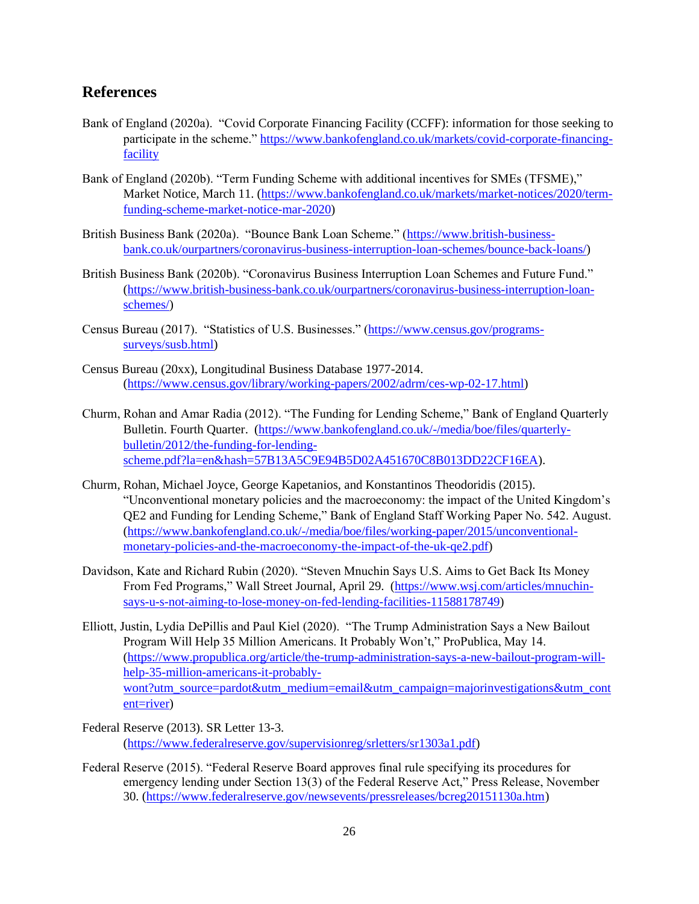## References

Bank of England (2020a). "Covid Corporate Financing Facility (CCFF): information for those seeking to participate in the scheme." https://www.bankofengland.co.uk/markets/covid-corporate-financing-facility

Bank of England (2020b). "Term Funding Scheme with additional incentives for SMEs (TFSME)," Market Notice, March 11. (https://www.bankofengland.co.uk/markets/market-notices/2020/term-funding-scheme-market-notice-mar-2020)

British Business Bank (2020a). "Bounce Bank Loan Scheme." (https://www.british-business-bank.co.uk/ourpartners/coronavirus-business-interruption-loan-schemes/bounce-back-loans/)

British Business Bank (2020b). "Coronavirus Business Interruption Loan Schemes and Future Fund." (https://www.british-business-bank.co.uk/ourpartners/coronavirus-business-interruption-loan-schemes/)

Census Bureau (2017). "Statistics of U.S. Businesses." (https://www.census.gov/programs-surveys/susb.html)

Census Bureau (20xx), Longitudinal Business Database 1977-2014. (https://www.census.gov/library/working-papers/2002/adrm/ces-wp-02-17.html)

Churm, Rohan and Amar Radia (2012). "The Funding for Lending Scheme," Bank of England Quarterly Bulletin. Fourth Quarter. (https://www.bankofengland.co.uk/-/media/boe/files/quarterly-bulletin/2012/the-funding-for-lending-scheme.pdf?la=en&hash=57B13A5C9E94B5D02A451670C8B013DD22CF16EA).

Churm, Rohan, Michael Joyce, George Kapetanios, and Konstantinos Theodoridis (2015). "Unconventional monetary policies and the macroeconomy: the impact of the United Kingdom's QE2 and Funding for Lending Scheme," Bank of England Staff Working Paper No. 542. August. (https://www.bankofengland.co.uk/-/media/boe/files/working-paper/2015/unconventional-monetary-policies-and-the-macroeconomy-the-impact-of-the-uk-qe2.pdf)

Davidson, Kate and Richard Rubin (2020). "Steven Mnuchin Says U.S. Aims to Get Back Its Money From Fed Programs," Wall Street Journal, April 29. (https://www.wsj.com/articles/mnuchin-says-u-s-not-aiming-to-lose-money-on-fed-lending-facilities-11588178749)

Elliott, Justin, Lydia DePillis and Paul Kiel (2020). "The Trump Administration Says a New Bailout Program Will Help 35 Million Americans. It Probably Won't," ProPublica, May 14. (https://www.propublica.org/article/the-trump-administration-says-a-new-bailout-program-will-help-35-million-americans-it-probably-wont?utm_source=pardot&utm_medium=email&utm_campaign=majorinvestigations&utm_content=river)

Federal Reserve (2013). SR Letter 13-3. (https://www.federalreserve.gov/supervisionreg/srletters/sr1303a1.pdf)

Federal Reserve (2015). "Federal Reserve Board approves final rule specifying its procedures for emergency lending under Section 13(3) of the Federal Reserve Act," Press Release, November 30. (https://www.federalreserve.gov/newsevents/pressreleases/bcreg20151130a.htm)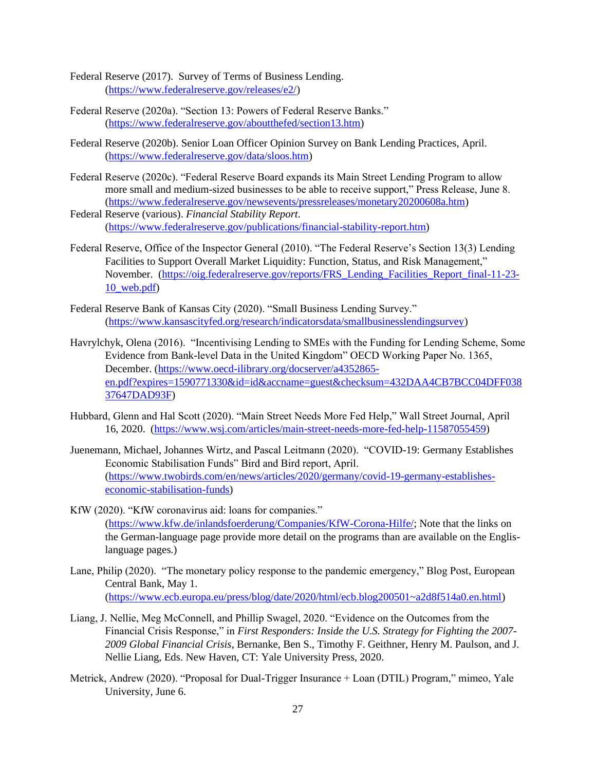Federal Reserve (2017). Survey of Terms of Business Lending. (https://www.federalreserve.gov/releases/e2/)

Federal Reserve (2020a). "Section 13: Powers of Federal Reserve Banks." (https://www.federalreserve.gov/aboutthefed/section13.htm)

Federal Reserve (2020b). Senior Loan Officer Opinion Survey on Bank Lending Practices, April. (https://www.federalreserve.gov/data/sloos.htm)

Federal Reserve (2020c). "Federal Reserve Board expands its Main Street Lending Program to allow more small and medium-sized businesses to be able to receive support," Press Release, June 8. (https://www.federalreserve.gov/newsevents/pressreleases/monetary20200608a.htm)

Federal Reserve (various). *Financial Stability Report*. (https://www.federalreserve.gov/publications/financial-stability-report.htm)

Federal Reserve, Office of the Inspector General (2010). "The Federal Reserve's Section 13(3) Lending Facilities to Support Overall Market Liquidity: Function, Status, and Risk Management," November. (https://oig.federalreserve.gov/reports/FRS_Lending_Facilities_Report_final-11-23-10_web.pdf)

Federal Reserve Bank of Kansas City (2020). "Small Business Lending Survey." (https://www.kansascityfed.org/research/indicatorsdata/smallbusinesslendingsurvey)

Havrylchyk, Olena (2016). "Incentivising Lending to SMEs with the Funding for Lending Scheme, Some Evidence from Bank-level Data in the United Kingdom" OECD Working Paper No. 1365, December. (https://www.oecd-ilibrary.org/docserver/a4352865-en.pdf?expires=1590771330&id=id&accname=guest&checksum=432DAA4CB7BCC04DFF03837647DAD93F)

Hubbard, Glenn and Hal Scott (2020). "Main Street Needs More Fed Help," Wall Street Journal, April 16, 2020. (https://www.wsj.com/articles/main-street-needs-more-fed-help-11587055459)

Juenemann, Michael, Johannes Wirtz, and Pascal Leitmann (2020). "COVID-19: Germany Establishes Economic Stabilisation Funds" Bird and Bird report, April. (https://www.twobirds.com/en/news/articles/2020/germany/covid-19-germany-establishes-economic-stabilisation-funds)

KfW (2020). "KfW coronavirus aid: loans for companies." (https://www.kfw.de/inlandsfoerderung/Companies/KfW-Corona-Hilfe/; Note that the links on the German-language page provide more detail on the programs than are available on the Englis-language pages.)

Lane, Philip (2020). "The monetary policy response to the pandemic emergency," Blog Post, European Central Bank, May 1. (https://www.ecb.europa.eu/press/blog/date/2020/html/ecb.blog200501~a2d8f514a0.en.html)

Liang, J. Nellie, Meg McConnell, and Phillip Swagel, 2020. "Evidence on the Outcomes from the Financial Crisis Response," in *First Responders: Inside the U.S. Strategy for Fighting the 2007-2009 Global Financial Crisis*, Bernanke, Ben S., Timothy F. Geithner, Henry M. Paulson, and J. Nellie Liang, Eds. New Haven, CT: Yale University Press, 2020.

Metrick, Andrew (2020). "Proposal for Dual-Trigger Insurance + Loan (DTIL) Program," mimeo, Yale University, June 6.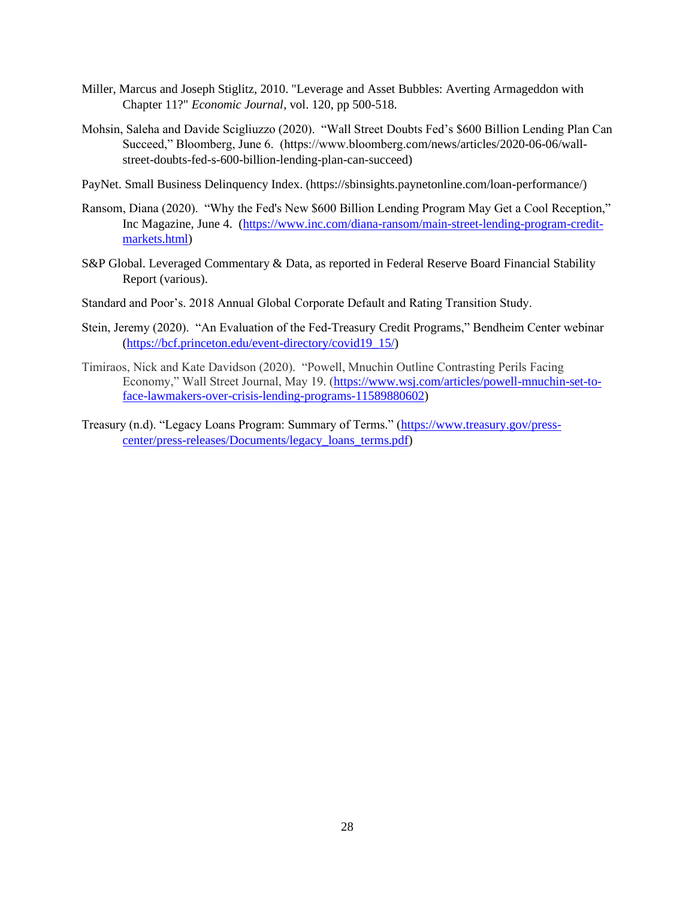Miller, Marcus and Joseph Stiglitz, 2010. "Leverage and Asset Bubbles: Averting Armageddon with Chapter 11?" *Economic Journal*, vol. 120, pp 500-518.

Mohsin, Saleha and Davide Scigliuzzo (2020). "Wall Street Doubts Fed's $600 Billion Lending Plan Can Succeed," Bloomberg, June 6. (https://www.bloomberg.com/news/articles/2020-06-06/wall-street-doubts-fed-s-600-billion-lending-plan-can-succeed)

PayNet. Small Business Delinquency Index. (https://sbinsights.paynetonline.com/loan-performance/)

Ransom, Diana (2020). "Why the Fed's New $600 Billion Lending Program May Get a Cool Reception," Inc Magazine, June 4. (https://www.inc.com/diana-ransom/main-street-lending-program-credit-markets.html)

S&P Global. Leveraged Commentary & Data, as reported in Federal Reserve Board Financial Stability Report (various).

Standard and Poor's. 2018 Annual Global Corporate Default and Rating Transition Study.

Stein, Jeremy (2020). "An Evaluation of the Fed-Treasury Credit Programs," Bendheim Center webinar (https://bcf.princeton.edu/event-directory/covid19_15/)

Timiraos, Nick and Kate Davidson (2020). "Powell, Mnuchin Outline Contrasting Perils Facing Economy," Wall Street Journal, May 19. (https://www.wsj.com/articles/powell-mnuchin-set-to-face-lawmakers-over-crisis-lending-programs-11589880602)

Treasury (n.d). "Legacy Loans Program: Summary of Terms." (https://www.treasury.gov/press-center/press-releases/Documents/legacy_loans_terms.pdf)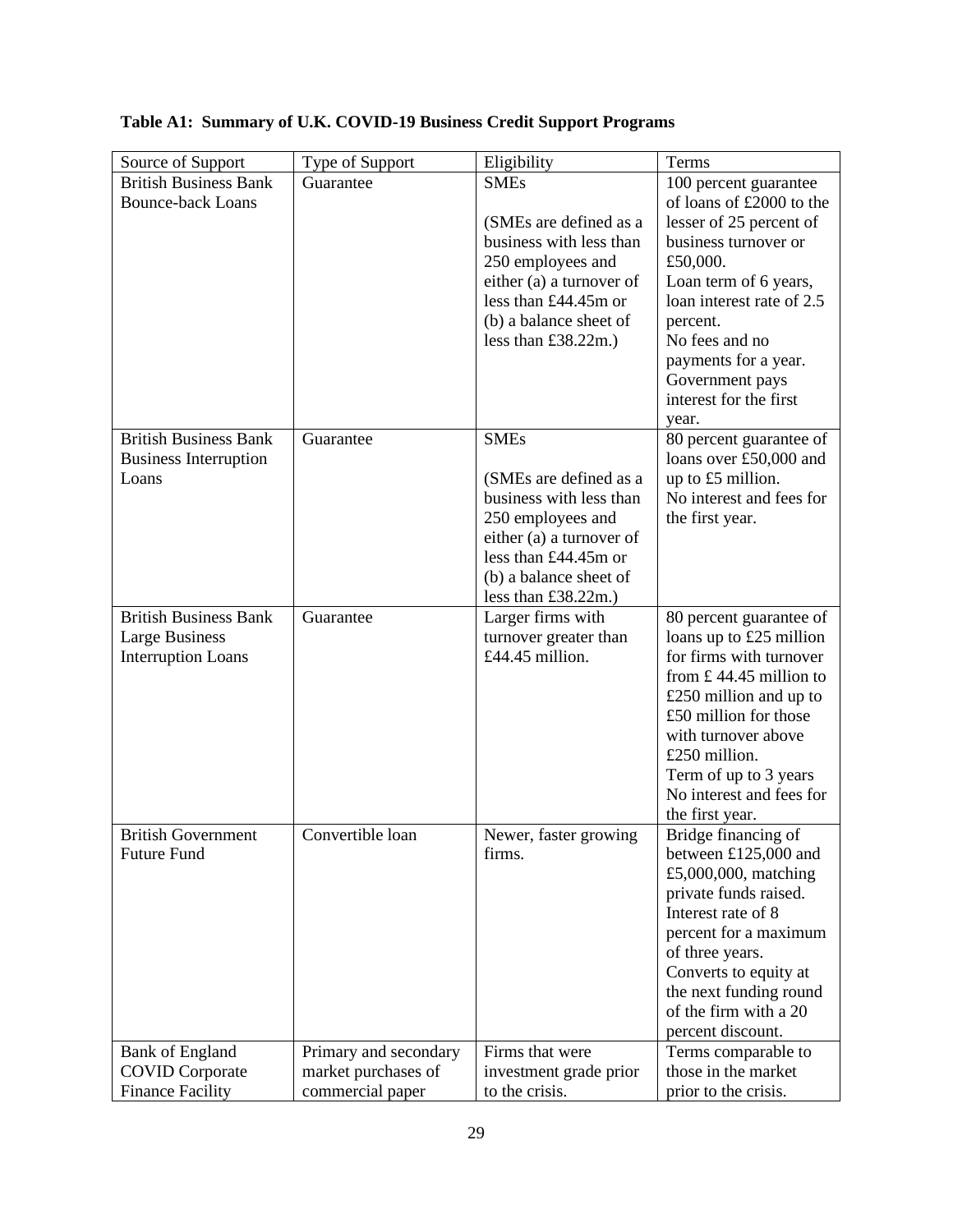**Table A1: Summary of U.K. COVID-19 Business Credit Support Programs**

| Source of Support | Type of Support | Eligibility | Terms |
|---|---|---|---|
| British Business Bank Bounce-back Loans | Guarantee | SMEs<br><br>(SMEs are defined as a business with less than 250 employees and either (a) a turnover of less than £44.45m or (b) a balance sheet of less than £38.22m.) | 100 percent guarantee of loans of £2000 to the lesser of 25 percent of business turnover or £50,000.<br>Loan term of 6 years, loan interest rate of 2.5 percent.<br>No fees and no payments for a year.<br>Government pays interest for the first year. |
| British Business Bank Business Interruption Loans | Guarantee | SMEs<br><br>(SMEs are defined as a business with less than 250 employees and either (a) a turnover of less than £44.45m or (b) a balance sheet of less than £38.22m.) | 80 percent guarantee of loans over £50,000 and up to £5 million.<br>No interest and fees for the first year. |
| British Business Bank Large Business Interruption Loans | Guarantee | Larger firms with turnover greater than £44.45 million. | 80 percent guarantee of loans up to £25 million for firms with turnover from £ 44.45 million to £250 million and up to £50 million for those with turnover above £250 million.<br>Term of up to 3 years<br>No interest and fees for the first year. |
| British Government Future Fund | Convertible loan | Newer, faster growing firms. | Bridge financing of between £125,000 and £5,000,000, matching private funds raised.<br>Interest rate of 8 percent for a maximum of three years.<br>Converts to equity at the next funding round of the firm with a 20 percent discount. |
| Bank of England COVID Corporate Finance Facility | Primary and secondary market purchases of commercial paper | Firms that were investment grade prior to the crisis. | Terms comparable to those in the market prior to the crisis. |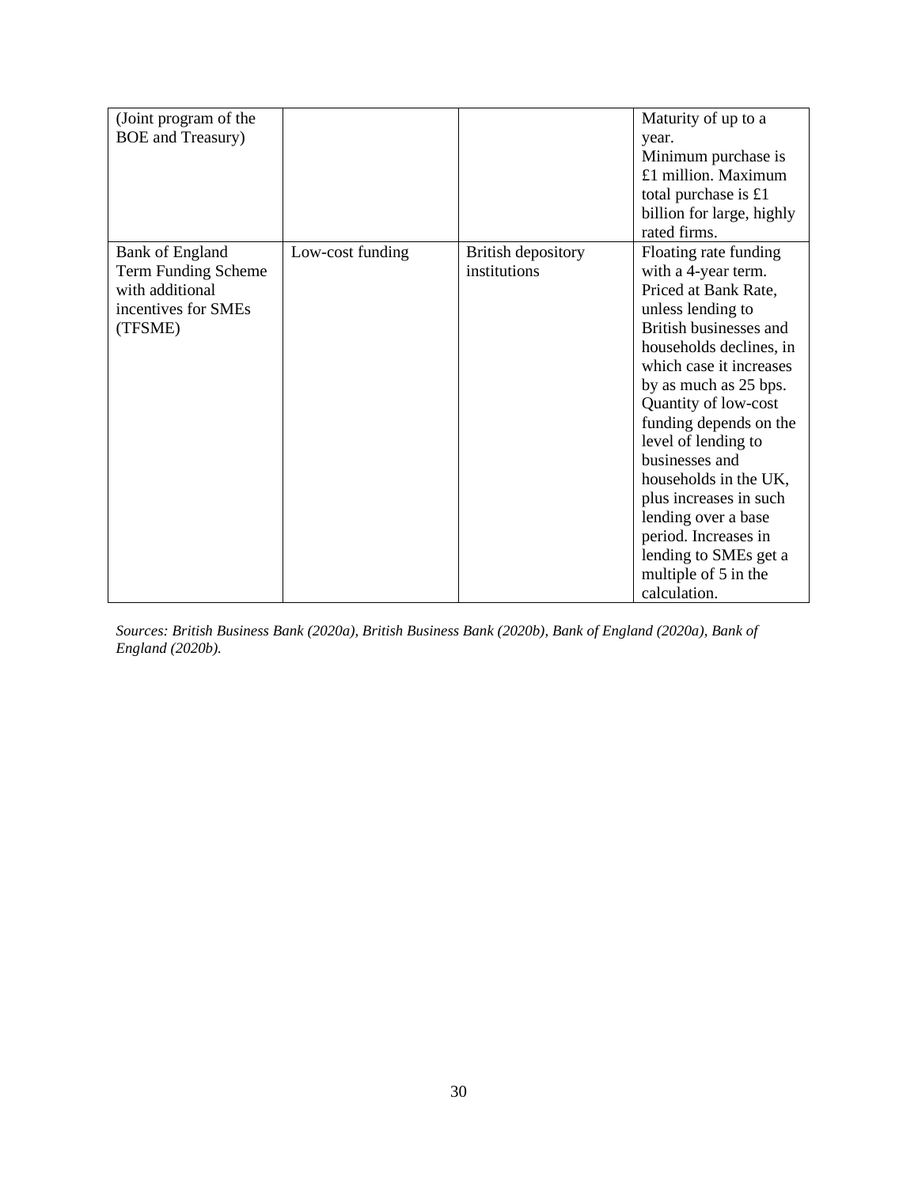| | | | |
|---|---|---|---|
| (Joint program of the BOE and Treasury) | | | Maturity of up to a year. Minimum purchase is £1 million. Maximum total purchase is £1 billion for large, highly rated firms. |
| Bank of England Term Funding Scheme with additional incentives for SMEs (TFSME) | Low-cost funding | British depository institutions | Floating rate funding with a 4-year term. Priced at Bank Rate, unless lending to British businesses and households declines, in which case it increases by as much as 25 bps. Quantity of low-cost funding depends on the level of lending to businesses and households in the UK, plus increases in such lending over a base period. Increases in lending to SMEs get a multiple of 5 in the calculation. |

*Sources: British Business Bank (2020a), British Business Bank (2020b), Bank of England (2020a), Bank of England (2020b).*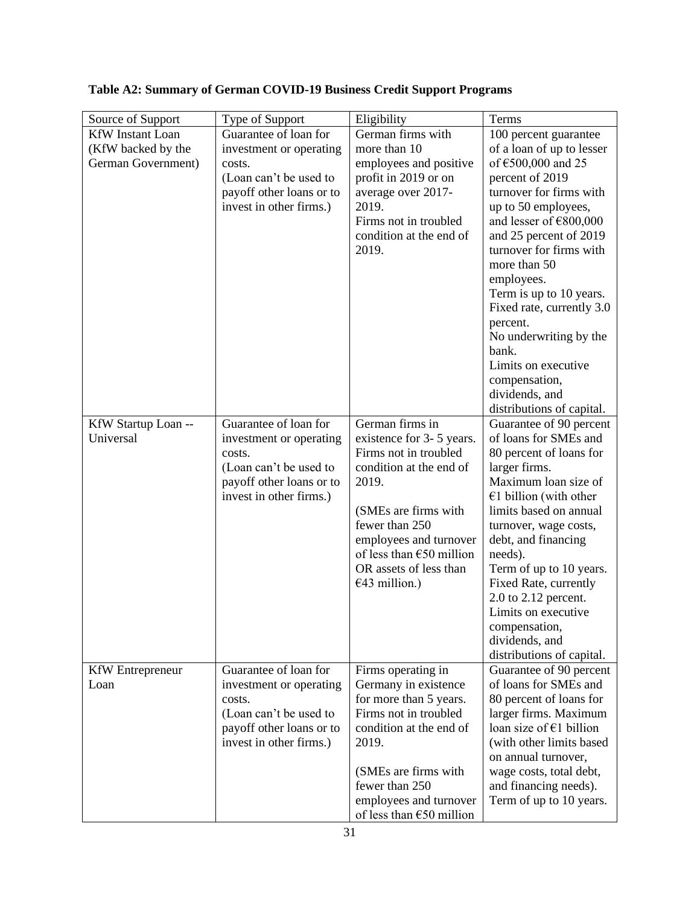**Table A2: Summary of German COVID-19 Business Credit Support Programs**

| Source of Support | Type of Support | Eligibility | Terms |
|---|---|---|---|
| KfW Instant Loan (KfW backed by the German Government) | Guarantee of loan for investment or operating costs. (Loan can't be used to payoff other loans or to invest in other firms.) | German firms with more than 10 employees and positive profit in 2019 or on average over 2017-2019. Firms not in troubled condition at the end of 2019. | 100 percent guarantee of a loan of up to lesser of €500,000 and 25 percent of 2019 turnover for firms with up to 50 employees, and lesser of €800,000 and 25 percent of 2019 turnover for firms with more than 50 employees. Term is up to 10 years. Fixed rate, currently 3.0 percent. No underwriting by the bank. Limits on executive compensation, dividends, and distributions of capital. |
| KfW Startup Loan -- Universal | Guarantee of loan for investment or operating costs. (Loan can't be used to payoff other loans or to invest in other firms.) | German firms in existence for 3- 5 years. Firms not in troubled condition at the end of 2019. (SMEs are firms with fewer than 250 employees and turnover of less than €50 million OR assets of less than €43 million.) | Guarantee of 90 percent of loans for SMEs and 80 percent of loans for larger firms. Maximum loan size of €1 billion (with other limits based on annual turnover, wage costs, debt, and financing needs). Term of up to 10 years. Fixed Rate, currently 2.0 to 2.12 percent. Limits on executive compensation, dividends, and distributions of capital. |
| KfW Entrepreneur Loan | Guarantee of loan for investment or operating costs. (Loan can't be used to payoff other loans or to invest in other firms.) | Firms operating in Germany in existence for more than 5 years. Firms not in troubled condition at the end of 2019. (SMEs are firms with fewer than 250 employees and turnover of less than €50 million | Guarantee of 90 percent of loans for SMEs and 80 percent of loans for larger firms. Maximum loan size of €1 billion (with other limits based on annual turnover, wage costs, total debt, and financing needs). Term of up to 10 years. |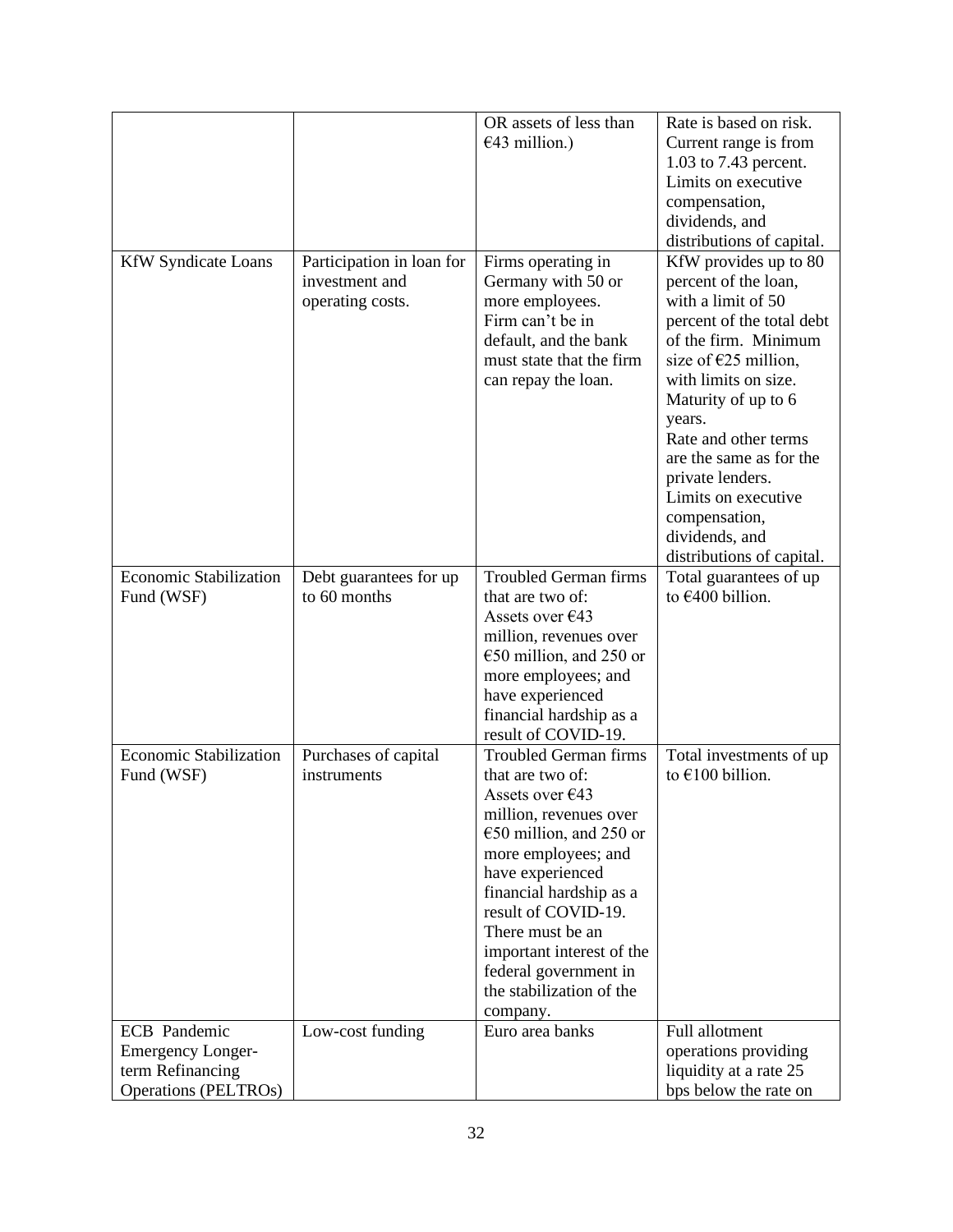| | | | |
|---|---|---|---|
| | | OR assets of less than €43 million.) | Rate is based on risk. Current range is from 1.03 to 7.43 percent. Limits on executive compensation, dividends, and distributions of capital. |
| KfW Syndicate Loans | Participation in loan for investment and operating costs. | Firms operating in Germany with 50 or more employees. Firm can't be in default, and the bank must state that the firm can repay the loan. | KfW provides up to 80 percent of the loan, with a limit of 50 percent of the total debt of the firm. Minimum size of €25 million, with limits on size. Maturity of up to 6 years. Rate and other terms are the same as for the private lenders. Limits on executive compensation, dividends, and distributions of capital. |
| Economic Stabilization Fund (WSF) | Debt guarantees for up to 60 months | Troubled German firms that are two of: Assets over €43 million, revenues over €50 million, and 250 or more employees; and have experienced financial hardship as a result of COVID-19. | Total guarantees of up to €400 billion. |
| Economic Stabilization Fund (WSF) | Purchases of capital instruments | Troubled German firms that are two of: Assets over €43 million, revenues over €50 million, and 250 or more employees; and have experienced financial hardship as a result of COVID-19. There must be an important interest of the federal government in the stabilization of the company. | Total investments of up to €100 billion. |
| ECB Pandemic Emergency Longer-term Refinancing Operations (PELTROs) | Low-cost funding | Euro area banks | Full allotment operations providing liquidity at a rate 25 bps below the rate on |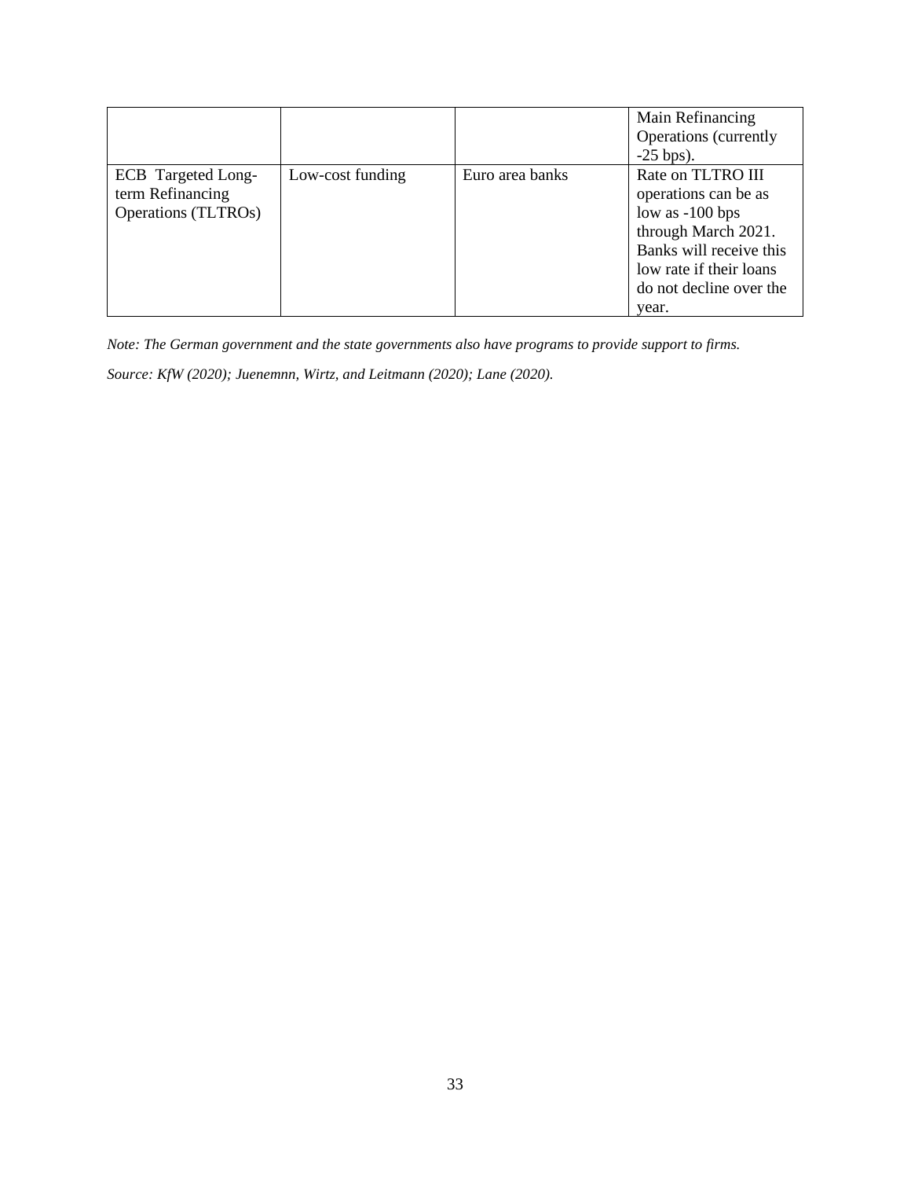| | | | |
|---|---|---|---|
| | | | Main Refinancing Operations (currently -25 bps). |
| ECB Targeted Long-term Refinancing Operations (TLTROs) | Low-cost funding | Euro area banks | Rate on TLTRO III operations can be as low as -100 bps through March 2021. Banks will receive this low rate if their loans do not decline over the year. |

*Note: The German government and the state governments also have programs to provide support to firms.*

*Source: KfW (2020); Juenemnn, Wirtz, and Leitmann (2020); Lane (2020).*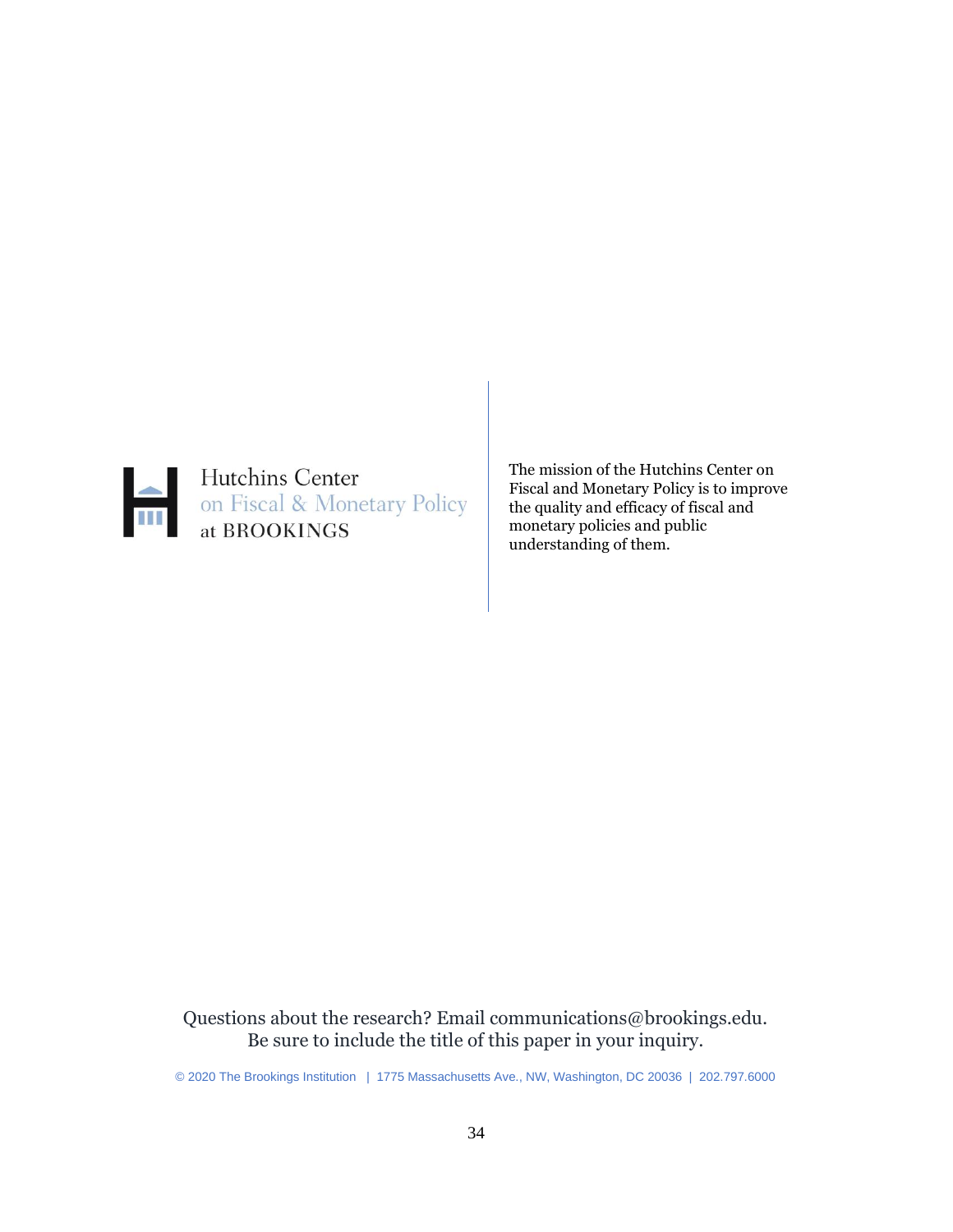Hutchins Center
on Fiscal & Monetary Policy
at BROOKINGS

The mission of the Hutchins Center on Fiscal and Monetary Policy is to improve the quality and efficacy of fiscal and monetary policies and public understanding of them.

Questions about the research? Email communications@brookings.edu.
Be sure to include the title of this paper in your inquiry.

© 2020 The Brookings Institution | 1775 Massachusetts Ave., NW, Washington, DC 20036 | 202.797.6000